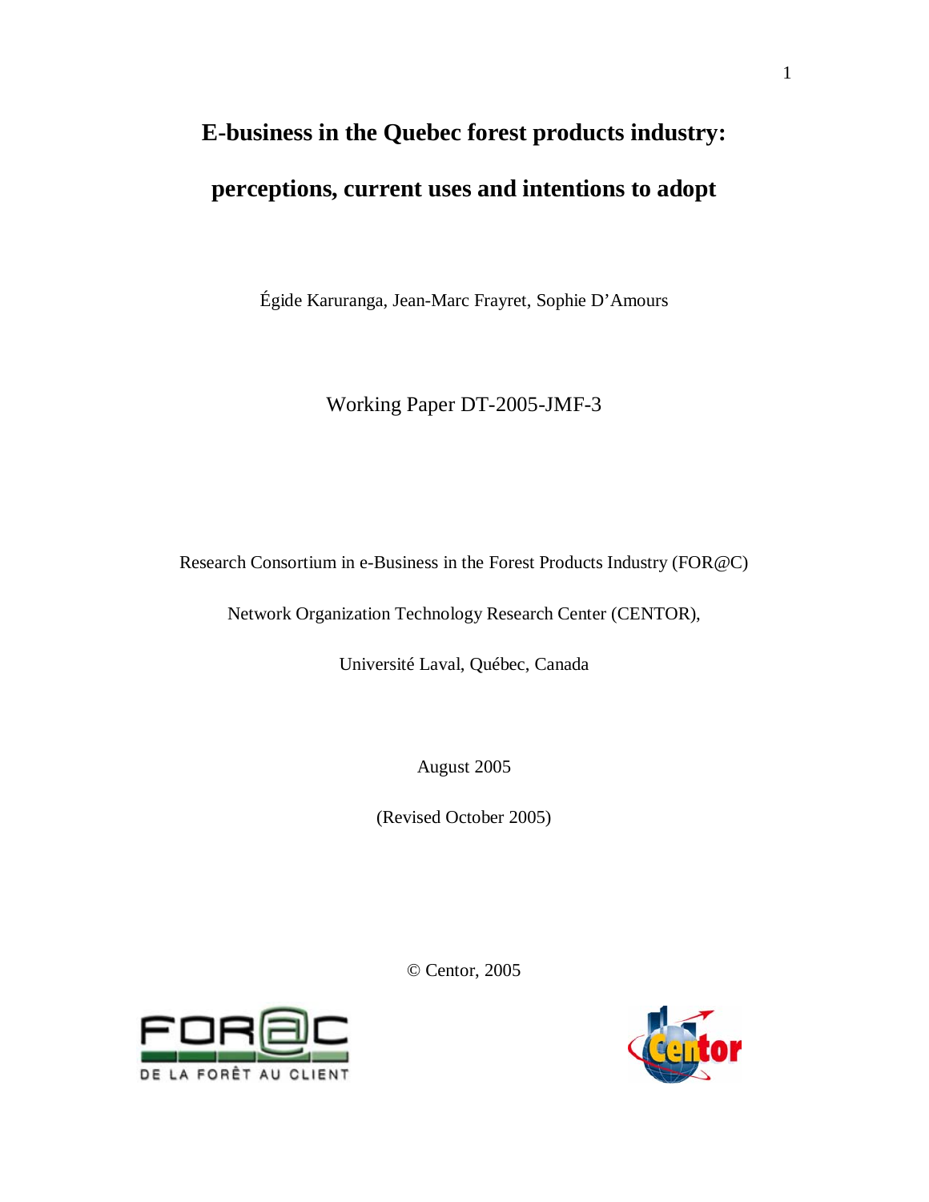# E-business in the Quebec forest products industry: perceptions, current uses and intentions to adopt

Égide Karuranga, Jean-Marc Frayret, Sophie D'Amours

Working Paper DT-2005-JMF-3

Research Consortium in e-Business in the Forest Products Industry (FOR@C)

Network Organization Technology Research Center (CENTOR),

Université Laval, Québec, Canada

August 2005

(Revised October 2005)

© Centor, 2005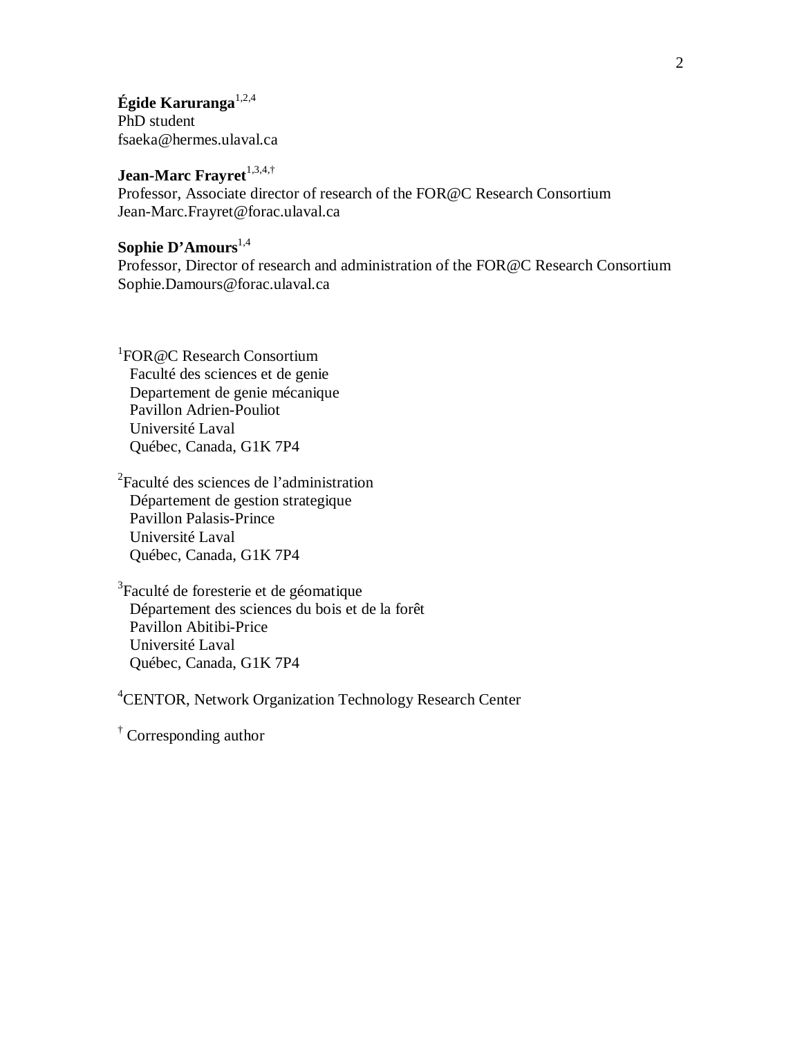**Égide Karuranga**[1,2,4]
PhD student
fsaeka@hermes.ulaval.ca

**Jean-Marc Frayret**[1,3,4,†]
Professor, Associate director of research of the FOR@C Research Consortium
Jean-Marc.Frayret@forac.ulaval.ca

**Sophie D'Amours**[1,4]
Professor, Director of research and administration of the FOR@C Research Consortium
Sophie.Damours@forac.ulaval.ca

[1]FOR@C Research Consortium
Faculté des sciences et de genie
Departement de genie mécanique
Pavillon Adrien-Pouliot
Université Laval
Québec, Canada, G1K 7P4

[2]Faculté des sciences de l'administration
Département de gestion strategique
Pavillon Palasis-Prince
Université Laval
Québec, Canada, G1K 7P4

[3]Faculté de foresterie et de géomatique
Département des sciences du bois et de la forêt
Pavillon Abitibi-Price
Université Laval
Québec, Canada, G1K 7P4

[4]CENTOR, Network Organization Technology Research Center

[†] Corresponding author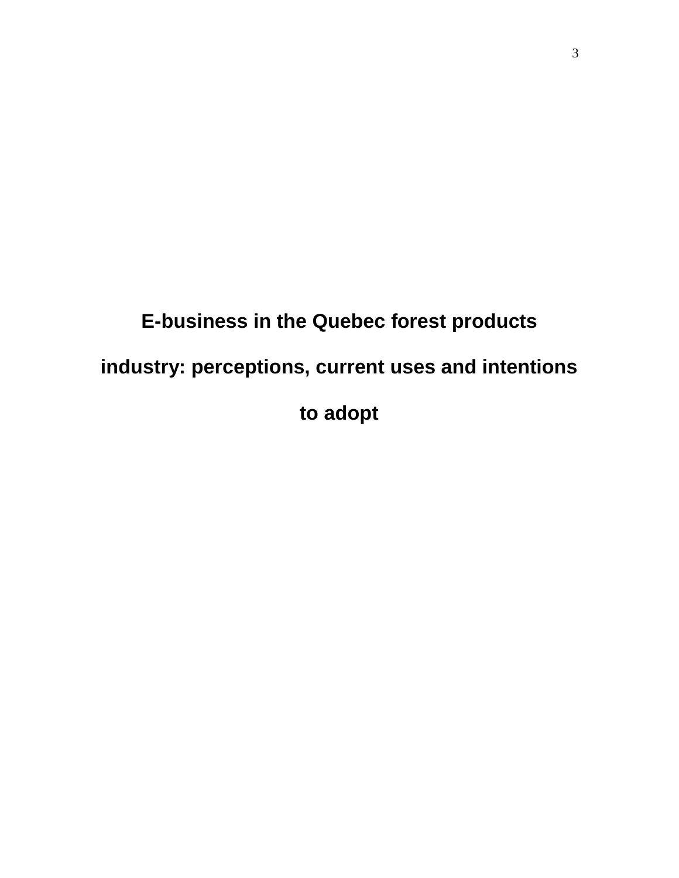# E-business in the Quebec forest products industry: perceptions, current uses and intentions to adopt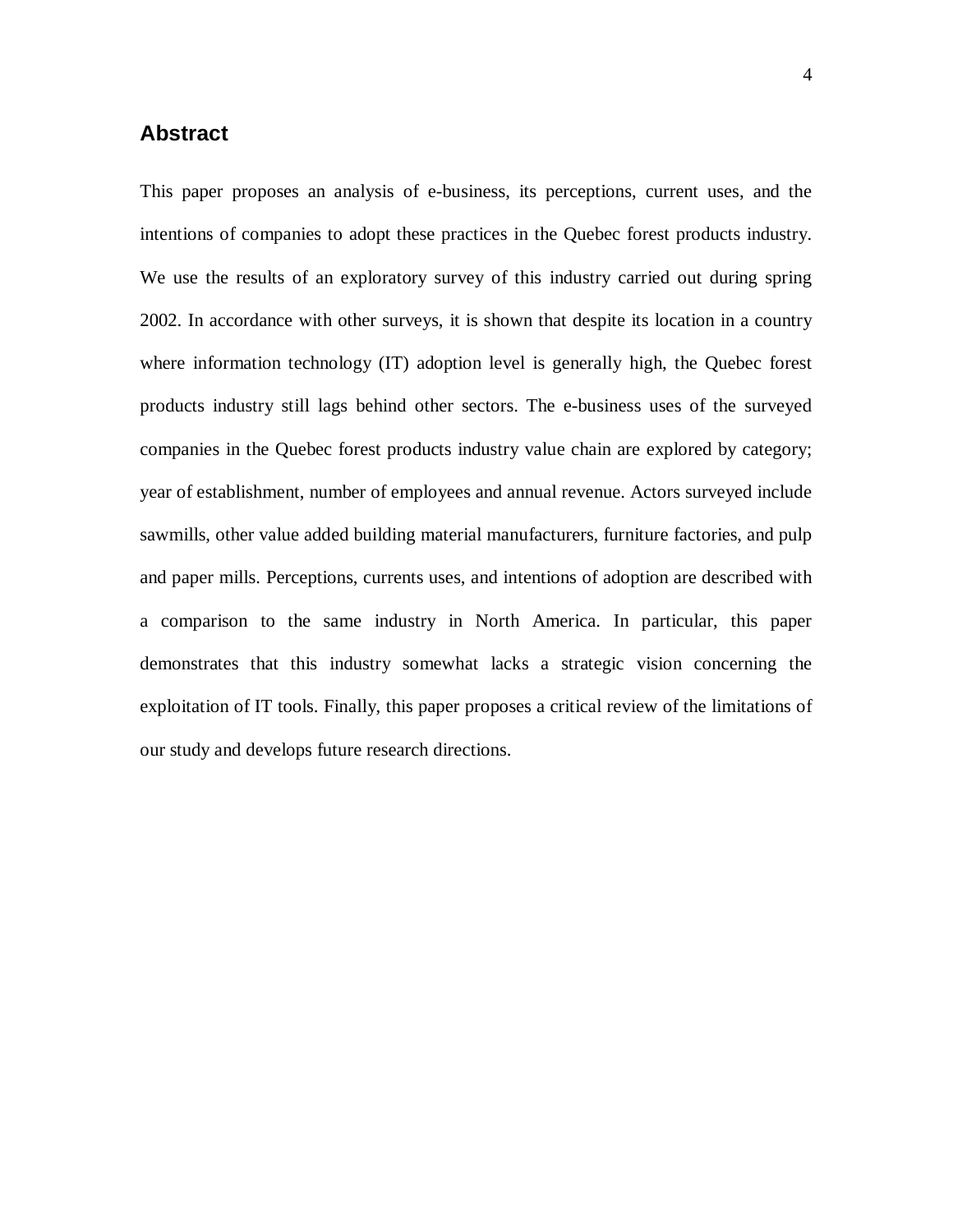## Abstract

This paper proposes an analysis of e-business, its perceptions, current uses, and the intentions of companies to adopt these practices in the Quebec forest products industry. We use the results of an exploratory survey of this industry carried out during spring 2002. In accordance with other surveys, it is shown that despite its location in a country where information technology (IT) adoption level is generally high, the Quebec forest products industry still lags behind other sectors. The e-business uses of the surveyed companies in the Quebec forest products industry value chain are explored by category; year of establishment, number of employees and annual revenue. Actors surveyed include sawmills, other value added building material manufacturers, furniture factories, and pulp and paper mills. Perceptions, currents uses, and intentions of adoption are described with a comparison to the same industry in North America. In particular, this paper demonstrates that this industry somewhat lacks a strategic vision concerning the exploitation of IT tools. Finally, this paper proposes a critical review of the limitations of our study and develops future research directions.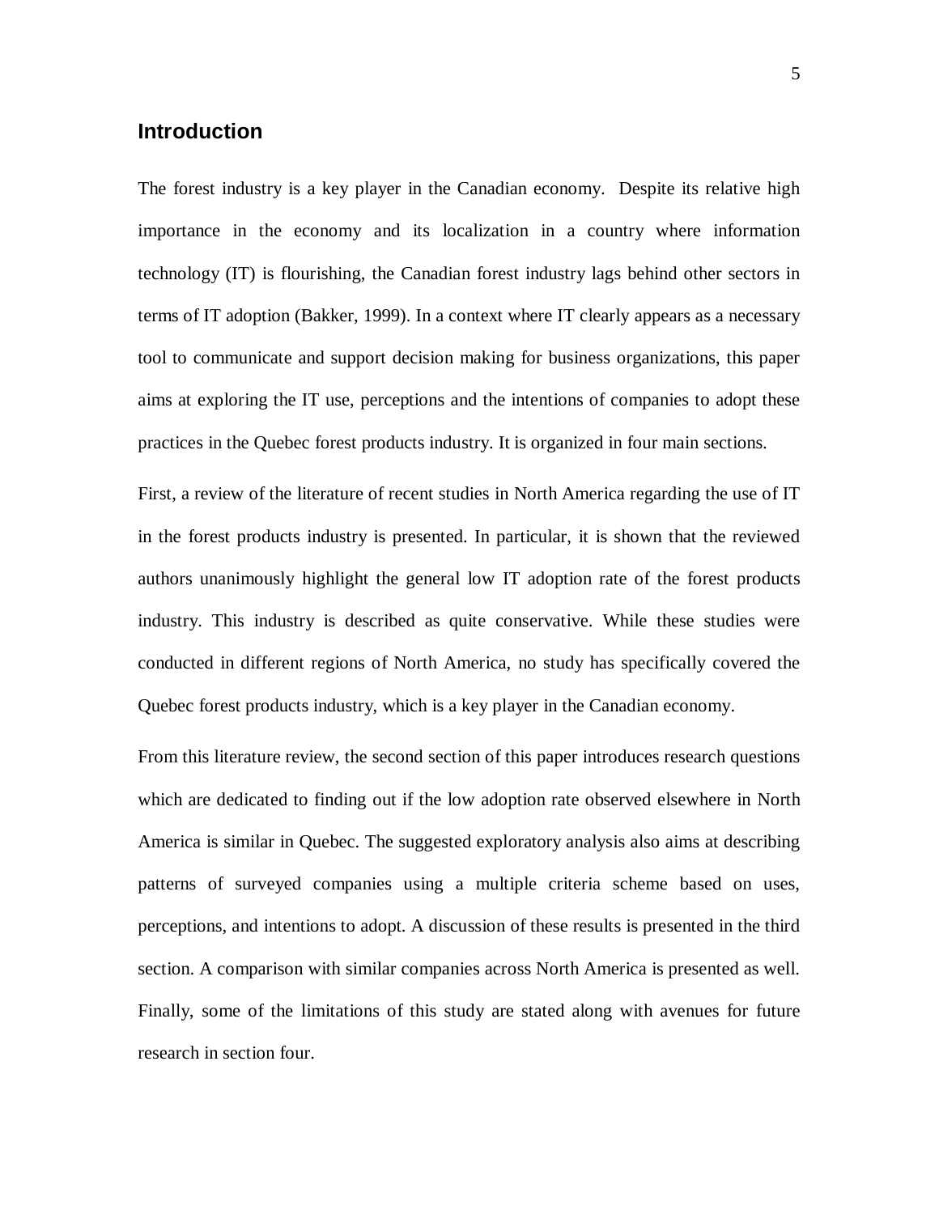## Introduction

The forest industry is a key player in the Canadian economy. Despite its relative high importance in the economy and its localization in a country where information technology (IT) is flourishing, the Canadian forest industry lags behind other sectors in terms of IT adoption (Bakker, 1999). In a context where IT clearly appears as a necessary tool to communicate and support decision making for business organizations, this paper aims at exploring the IT use, perceptions and the intentions of companies to adopt these practices in the Quebec forest products industry. It is organized in four main sections.

First, a review of the literature of recent studies in North America regarding the use of IT in the forest products industry is presented. In particular, it is shown that the reviewed authors unanimously highlight the general low IT adoption rate of the forest products industry. This industry is described as quite conservative. While these studies were conducted in different regions of North America, no study has specifically covered the Quebec forest products industry, which is a key player in the Canadian economy.

From this literature review, the second section of this paper introduces research questions which are dedicated to finding out if the low adoption rate observed elsewhere in North America is similar in Quebec. The suggested exploratory analysis also aims at describing patterns of surveyed companies using a multiple criteria scheme based on uses, perceptions, and intentions to adopt. A discussion of these results is presented in the third section. A comparison with similar companies across North America is presented as well. Finally, some of the limitations of this study are stated along with avenues for future research in section four.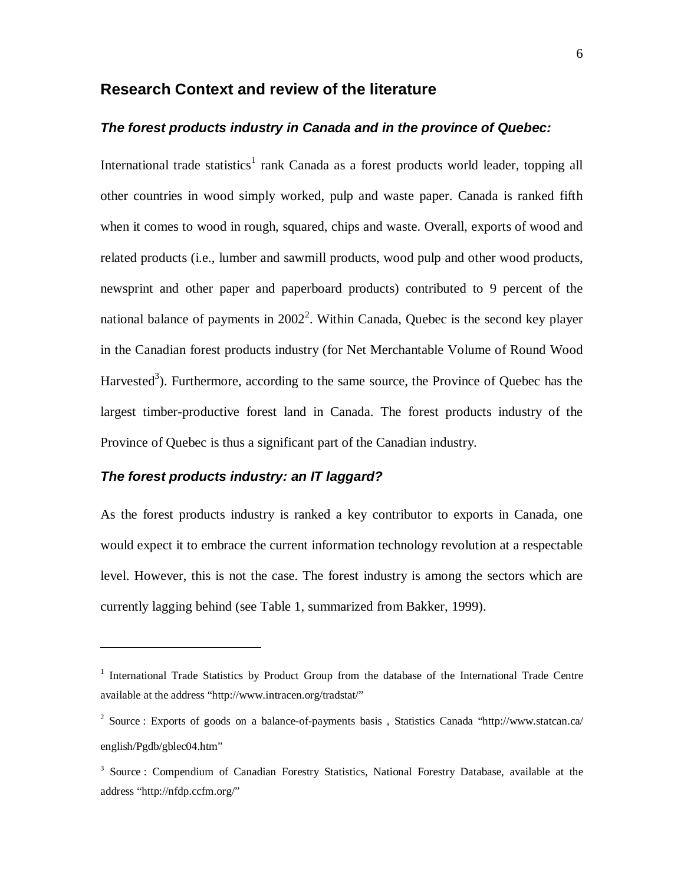## Research Context and review of the literature

### *The forest products industry in Canada and in the province of Quebec:*

International trade statistics[1] rank Canada as a forest products world leader, topping all other countries in wood simply worked, pulp and waste paper. Canada is ranked fifth when it comes to wood in rough, squared, chips and waste. Overall, exports of wood and related products (i.e., lumber and sawmill products, wood pulp and other wood products, newsprint and other paper and paperboard products) contributed to 9 percent of the national balance of payments in 2002[2]. Within Canada, Quebec is the second key player in the Canadian forest products industry (for Net Merchantable Volume of Round Wood Harvested[3]). Furthermore, according to the same source, the Province of Quebec has the largest timber-productive forest land in Canada. The forest products industry of the Province of Quebec is thus a significant part of the Canadian industry.

### *The forest products industry: an IT laggard?*

As the forest products industry is ranked a key contributor to exports in Canada, one would expect it to embrace the current information technology revolution at a respectable level. However, this is not the case. The forest industry is among the sectors which are currently lagging behind (see Table 1, summarized from Bakker, 1999).

---

[1] International Trade Statistics by Product Group from the database of the International Trade Centre available at the address "http://www.intracen.org/tradstat/"

[2] Source : Exports of goods on a balance-of-payments basis , Statistics Canada "http://www.statcan.ca/english/Pgdb/gblec04.htm"

[3] Source : Compendium of Canadian Forestry Statistics, National Forestry Database, available at the address "http://nfdp.ccfm.org/"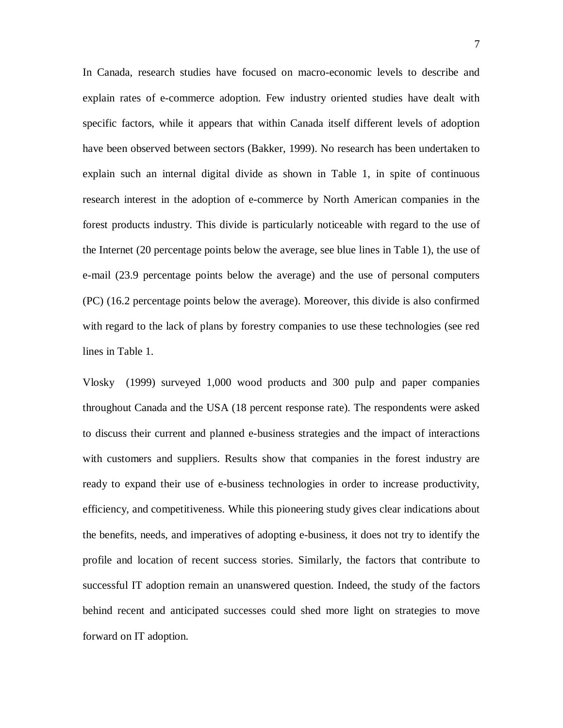In Canada, research studies have focused on macro-economic levels to describe and explain rates of e-commerce adoption. Few industry oriented studies have dealt with specific factors, while it appears that within Canada itself different levels of adoption have been observed between sectors (Bakker, 1999). No research has been undertaken to explain such an internal digital divide as shown in Table 1, in spite of continuous research interest in the adoption of e-commerce by North American companies in the forest products industry. This divide is particularly noticeable with regard to the use of the Internet (20 percentage points below the average, see blue lines in Table 1), the use of e-mail (23.9 percentage points below the average) and the use of personal computers (PC) (16.2 percentage points below the average). Moreover, this divide is also confirmed with regard to the lack of plans by forestry companies to use these technologies (see red lines in Table 1.

Vlosky (1999) surveyed 1,000 wood products and 300 pulp and paper companies throughout Canada and the USA (18 percent response rate). The respondents were asked to discuss their current and planned e-business strategies and the impact of interactions with customers and suppliers. Results show that companies in the forest industry are ready to expand their use of e-business technologies in order to increase productivity, efficiency, and competitiveness. While this pioneering study gives clear indications about the benefits, needs, and imperatives of adopting e-business, it does not try to identify the profile and location of recent success stories. Similarly, the factors that contribute to successful IT adoption remain an unanswered question. Indeed, the study of the factors behind recent and anticipated successes could shed more light on strategies to move forward on IT adoption.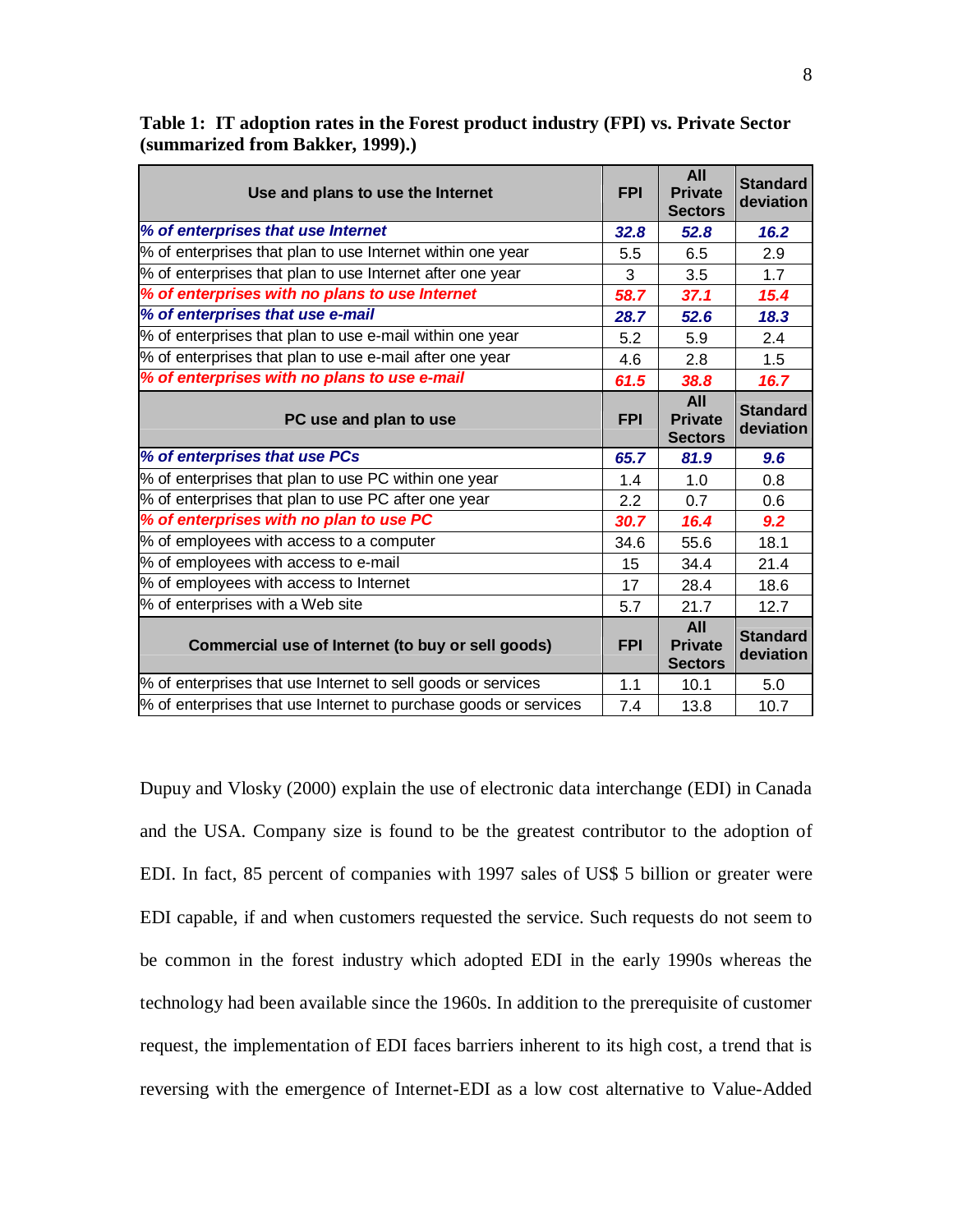**Table 1: IT adoption rates in the Forest product industry (FPI) vs. Private Sector (summarized from Bakker, 1999).)**

| Use and plans to use the Internet | FPI | All Private Sectors | Standard deviation |
|---|---|---|---|
| *% of enterprises that use Internet* | *32.8* | *52.8* | *16.2* |
| % of enterprises that plan to use Internet within one year | 5.5 | 6.5 | 2.9 |
| % of enterprises that plan to use Internet after one year | 3 | 3.5 | 1.7 |
| *% of enterprises with no plans to use Internet* | *58.7* | *37.1* | *15.4* |
| *% of enterprises that use e-mail* | *28.7* | *52.6* | *18.3* |
| % of enterprises that plan to use e-mail within one year | 5.2 | 5.9 | 2.4 |
| % of enterprises that plan to use e-mail after one year | 4.6 | 2.8 | 1.5 |
| *% of enterprises with no plans to use e-mail* | *61.5* | *38.8* | *16.7* |
| **PC use and plan to use** | **FPI** | **All Private Sectors** | **Standard deviation** |
| *% of enterprises that use PCs* | *65.7* | *81.9* | *9.6* |
| % of enterprises that plan to use PC within one year | 1.4 | 1.0 | 0.8 |
| % of enterprises that plan to use PC after one year | 2.2 | 0.7 | 0.6 |
| *% of enterprises with no plan to use PC* | *30.7* | *16.4* | *9.2* |
| % of employees with access to a computer | 34.6 | 55.6 | 18.1 |
| % of employees with access to e-mail | 15 | 34.4 | 21.4 |
| % of employees with access to Internet | 17 | 28.4 | 18.6 |
| % of enterprises with a Web site | 5.7 | 21.7 | 12.7 |
| **Commercial use of Internet (to buy or sell goods)** | **FPI** | **All Private Sectors** | **Standard deviation** |
| % of enterprises that use Internet to sell goods or services | 1.1 | 10.1 | 5.0 |
| % of enterprises that use Internet to purchase goods or services | 7.4 | 13.8 | 10.7 |

Dupuy and Vlosky (2000) explain the use of electronic data interchange (EDI) in Canada and the USA. Company size is found to be the greatest contributor to the adoption of EDI. In fact, 85 percent of companies with 1997 sales of US$ 5 billion or greater were EDI capable, if and when customers requested the service. Such requests do not seem to be common in the forest industry which adopted EDI in the early 1990s whereas the technology had been available since the 1960s. In addition to the prerequisite of customer request, the implementation of EDI faces barriers inherent to its high cost, a trend that is reversing with the emergence of Internet-EDI as a low cost alternative to Value-Added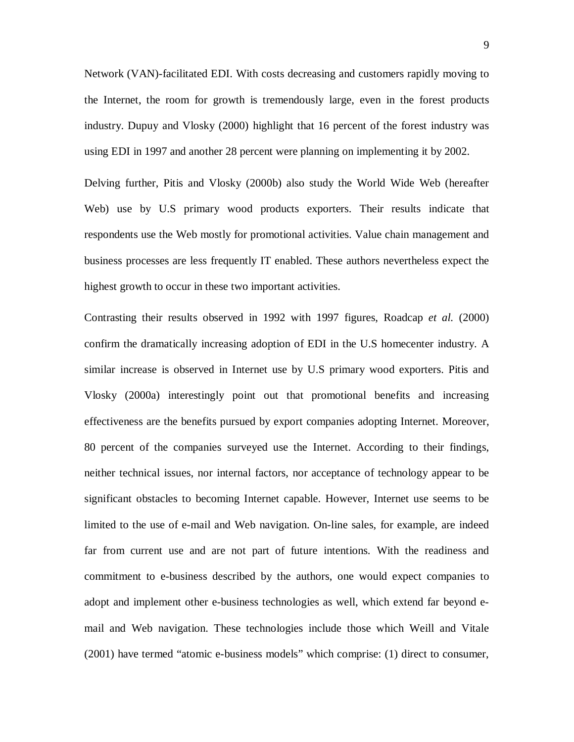Network (VAN)-facilitated EDI. With costs decreasing and customers rapidly moving to the Internet, the room for growth is tremendously large, even in the forest products industry. Dupuy and Vlosky (2000) highlight that 16 percent of the forest industry was using EDI in 1997 and another 28 percent were planning on implementing it by 2002.

Delving further, Pitis and Vlosky (2000b) also study the World Wide Web (hereafter Web) use by U.S primary wood products exporters. Their results indicate that respondents use the Web mostly for promotional activities. Value chain management and business processes are less frequently IT enabled. These authors nevertheless expect the highest growth to occur in these two important activities.

Contrasting their results observed in 1992 with 1997 figures, Roadcap *et al.* (2000) confirm the dramatically increasing adoption of EDI in the U.S homecenter industry. A similar increase is observed in Internet use by U.S primary wood exporters. Pitis and Vlosky (2000a) interestingly point out that promotional benefits and increasing effectiveness are the benefits pursued by export companies adopting Internet. Moreover, 80 percent of the companies surveyed use the Internet. According to their findings, neither technical issues, nor internal factors, nor acceptance of technology appear to be significant obstacles to becoming Internet capable. However, Internet use seems to be limited to the use of e-mail and Web navigation. On-line sales, for example, are indeed far from current use and are not part of future intentions. With the readiness and commitment to e-business described by the authors, one would expect companies to adopt and implement other e-business technologies as well, which extend far beyond e-mail and Web navigation. These technologies include those which Weill and Vitale (2001) have termed "atomic e-business models" which comprise: (1) direct to consumer,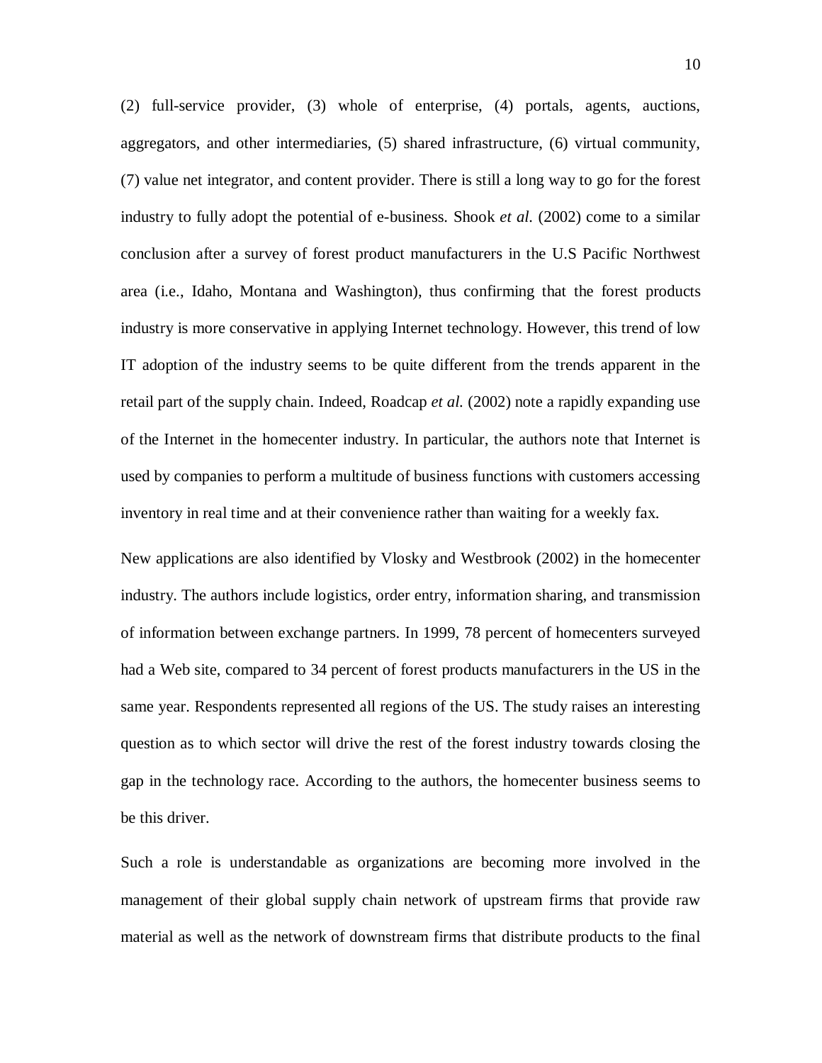(2) full-service provider, (3) whole of enterprise, (4) portals, agents, auctions, aggregators, and other intermediaries, (5) shared infrastructure, (6) virtual community, (7) value net integrator, and content provider. There is still a long way to go for the forest industry to fully adopt the potential of e-business. Shook *et al.* (2002) come to a similar conclusion after a survey of forest product manufacturers in the U.S Pacific Northwest area (i.e., Idaho, Montana and Washington), thus confirming that the forest products industry is more conservative in applying Internet technology. However, this trend of low IT adoption of the industry seems to be quite different from the trends apparent in the retail part of the supply chain. Indeed, Roadcap *et al.* (2002) note a rapidly expanding use of the Internet in the homecenter industry. In particular, the authors note that Internet is used by companies to perform a multitude of business functions with customers accessing inventory in real time and at their convenience rather than waiting for a weekly fax.

New applications are also identified by Vlosky and Westbrook (2002) in the homecenter industry. The authors include logistics, order entry, information sharing, and transmission of information between exchange partners. In 1999, 78 percent of homecenters surveyed had a Web site, compared to 34 percent of forest products manufacturers in the US in the same year. Respondents represented all regions of the US. The study raises an interesting question as to which sector will drive the rest of the forest industry towards closing the gap in the technology race. According to the authors, the homecenter business seems to be this driver.

Such a role is understandable as organizations are becoming more involved in the management of their global supply chain network of upstream firms that provide raw material as well as the network of downstream firms that distribute products to the final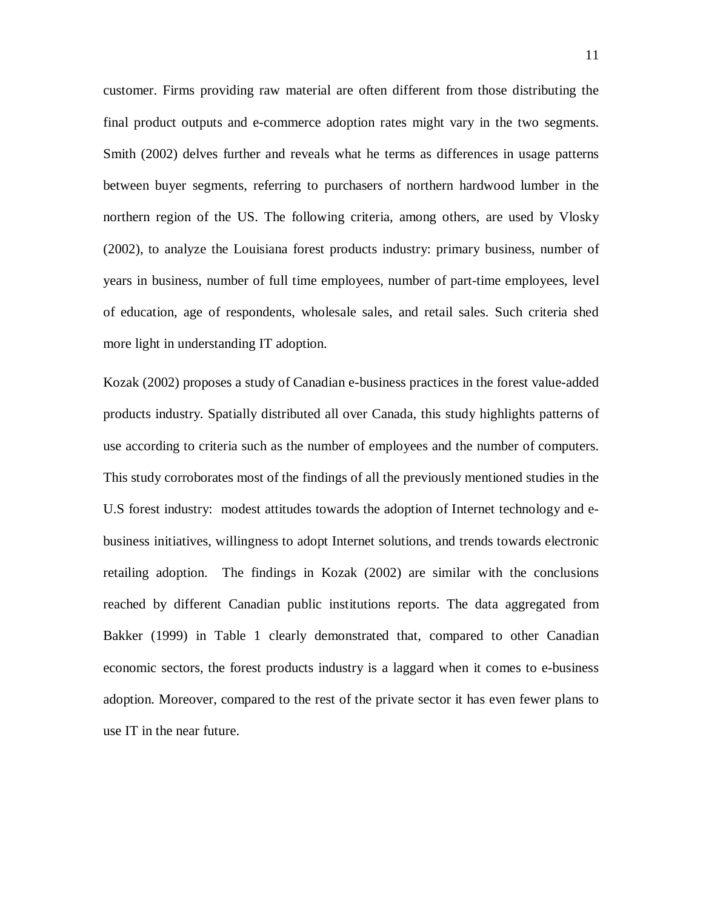customer. Firms providing raw material are often different from those distributing the final product outputs and e-commerce adoption rates might vary in the two segments. Smith (2002) delves further and reveals what he terms as differences in usage patterns between buyer segments, referring to purchasers of northern hardwood lumber in the northern region of the US. The following criteria, among others, are used by Vlosky (2002), to analyze the Louisiana forest products industry: primary business, number of years in business, number of full time employees, number of part-time employees, level of education, age of respondents, wholesale sales, and retail sales. Such criteria shed more light in understanding IT adoption.

Kozak (2002) proposes a study of Canadian e-business practices in the forest value-added products industry. Spatially distributed all over Canada, this study highlights patterns of use according to criteria such as the number of employees and the number of computers. This study corroborates most of the findings of all the previously mentioned studies in the U.S forest industry: modest attitudes towards the adoption of Internet technology and e-business initiatives, willingness to adopt Internet solutions, and trends towards electronic retailing adoption. The findings in Kozak (2002) are similar with the conclusions reached by different Canadian public institutions reports. The data aggregated from Bakker (1999) in Table 1 clearly demonstrated that, compared to other Canadian economic sectors, the forest products industry is a laggard when it comes to e-business adoption. Moreover, compared to the rest of the private sector it has even fewer plans to use IT in the near future.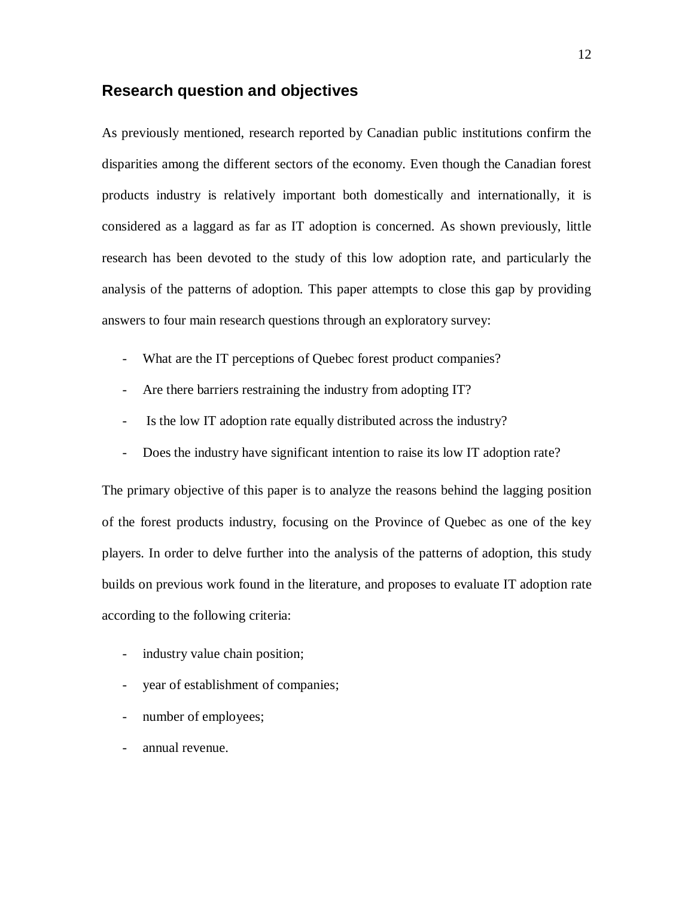## Research question and objectives

As previously mentioned, research reported by Canadian public institutions confirm the disparities among the different sectors of the economy. Even though the Canadian forest products industry is relatively important both domestically and internationally, it is considered as a laggard as far as IT adoption is concerned. As shown previously, little research has been devoted to the study of this low adoption rate, and particularly the analysis of the patterns of adoption. This paper attempts to close this gap by providing answers to four main research questions through an exploratory survey:

- What are the IT perceptions of Quebec forest product companies?
- Are there barriers restraining the industry from adopting IT?
- Is the low IT adoption rate equally distributed across the industry?
- Does the industry have significant intention to raise its low IT adoption rate?

The primary objective of this paper is to analyze the reasons behind the lagging position of the forest products industry, focusing on the Province of Quebec as one of the key players. In order to delve further into the analysis of the patterns of adoption, this study builds on previous work found in the literature, and proposes to evaluate IT adoption rate according to the following criteria:

- industry value chain position;
- year of establishment of companies;
- number of employees;
- annual revenue.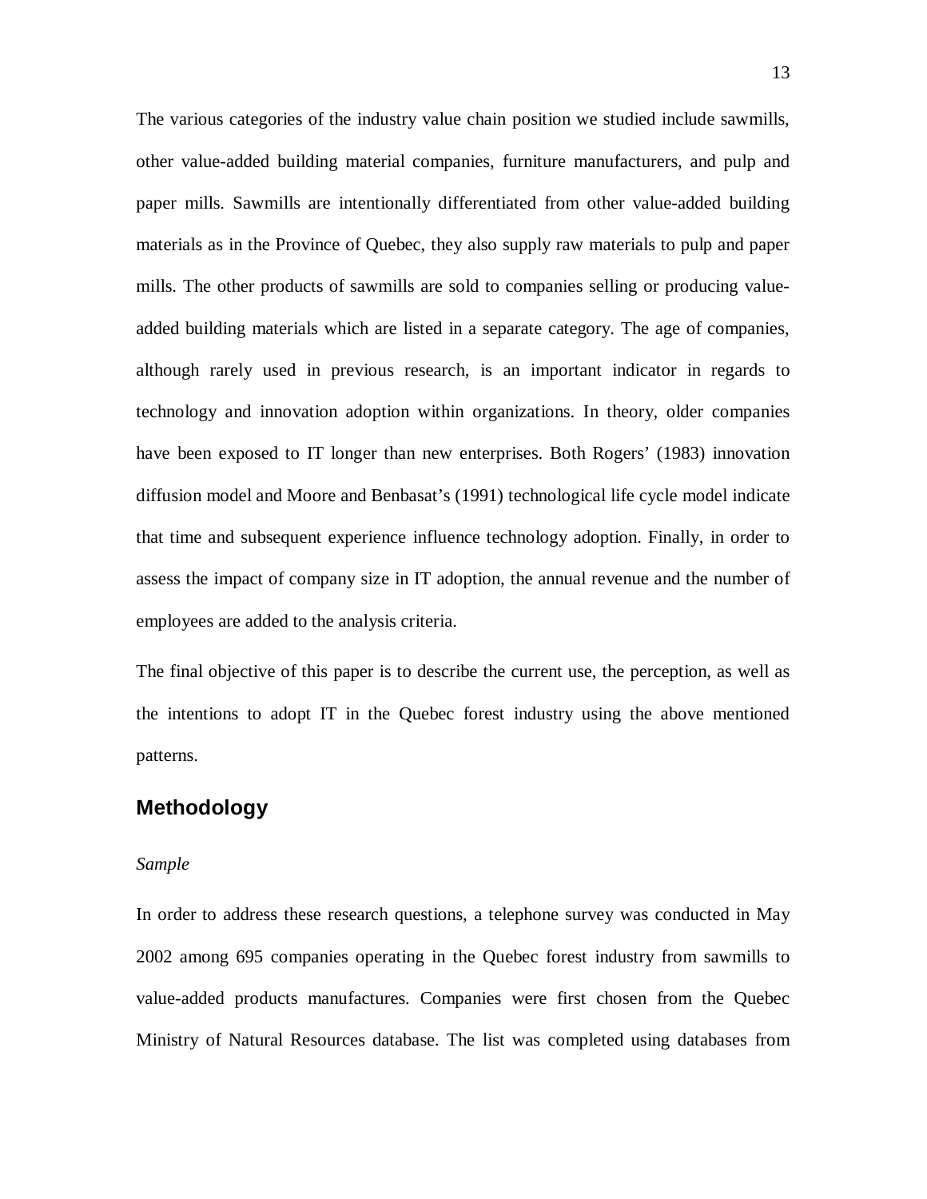The various categories of the industry value chain position we studied include sawmills, other value-added building material companies, furniture manufacturers, and pulp and paper mills. Sawmills are intentionally differentiated from other value-added building materials as in the Province of Quebec, they also supply raw materials to pulp and paper mills. The other products of sawmills are sold to companies selling or producing value-added building materials which are listed in a separate category. The age of companies, although rarely used in previous research, is an important indicator in regards to technology and innovation adoption within organizations. In theory, older companies have been exposed to IT longer than new enterprises. Both Rogers' (1983) innovation diffusion model and Moore and Benbasat's (1991) technological life cycle model indicate that time and subsequent experience influence technology adoption. Finally, in order to assess the impact of company size in IT adoption, the annual revenue and the number of employees are added to the analysis criteria.

The final objective of this paper is to describe the current use, the perception, as well as the intentions to adopt IT in the Quebec forest industry using the above mentioned patterns.

## Methodology

*Sample*

In order to address these research questions, a telephone survey was conducted in May 2002 among 695 companies operating in the Quebec forest industry from sawmills to value-added products manufactures. Companies were first chosen from the Quebec Ministry of Natural Resources database. The list was completed using databases from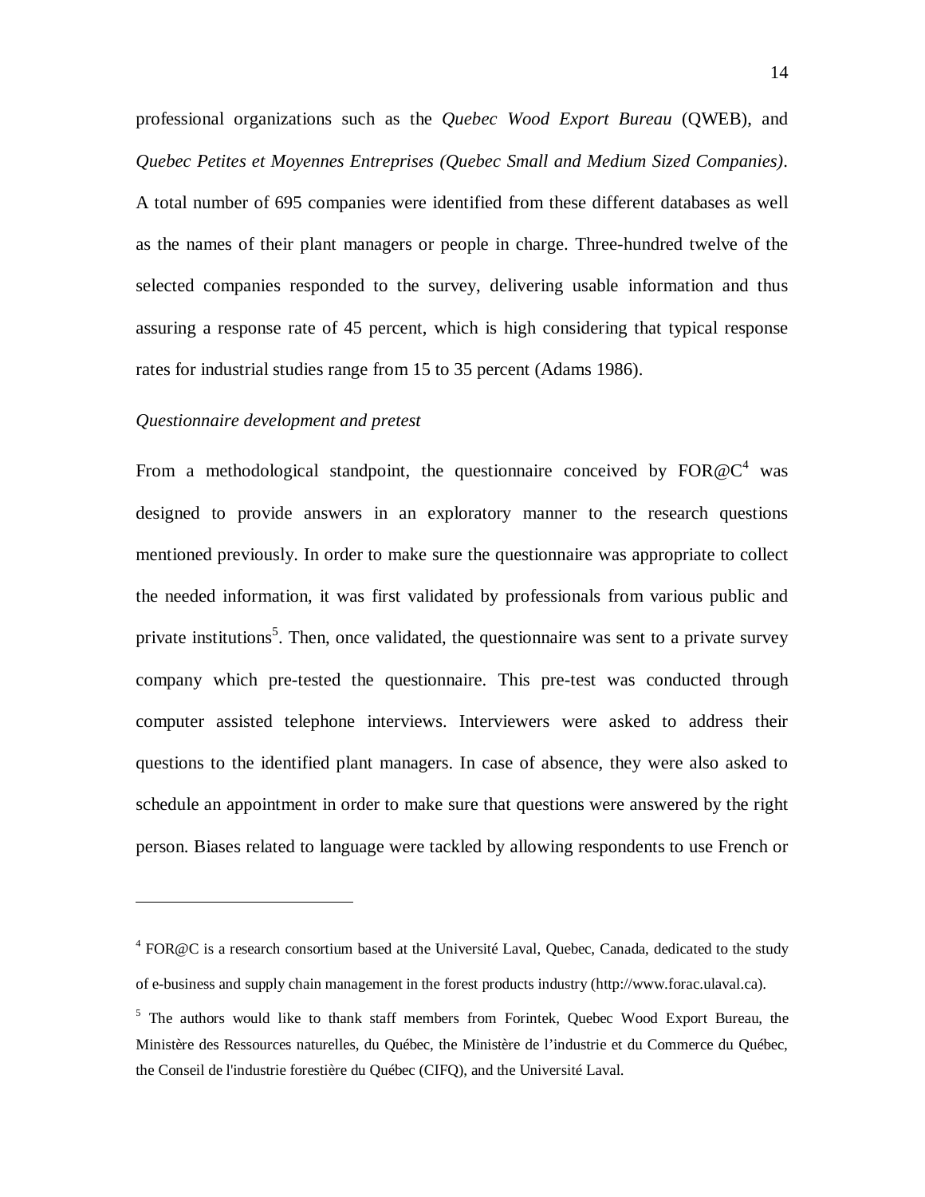professional organizations such as the *Quebec Wood Export Bureau* (QWEB), and *Quebec Petites et Moyennes Entreprises (Quebec Small and Medium Sized Companies)*. A total number of 695 companies were identified from these different databases as well as the names of their plant managers or people in charge. Three-hundred twelve of the selected companies responded to the survey, delivering usable information and thus assuring a response rate of 45 percent, which is high considering that typical response rates for industrial studies range from 15 to 35 percent (Adams 1986).

*Questionnaire development and pretest*

From a methodological standpoint, the questionnaire conceived by FOR@C[4] was designed to provide answers in an exploratory manner to the research questions mentioned previously. In order to make sure the questionnaire was appropriate to collect the needed information, it was first validated by professionals from various public and private institutions[5]. Then, once validated, the questionnaire was sent to a private survey company which pre-tested the questionnaire. This pre-test was conducted through computer assisted telephone interviews. Interviewers were asked to address their questions to the identified plant managers. In case of absence, they were also asked to schedule an appointment in order to make sure that questions were answered by the right person. Biases related to language were tackled by allowing respondents to use French or

---

[4] FOR@C is a research consortium based at the Université Laval, Quebec, Canada, dedicated to the study of e-business and supply chain management in the forest products industry (http://www.forac.ulaval.ca).

[5] The authors would like to thank staff members from Forintek, Quebec Wood Export Bureau, the Ministère des Ressources naturelles, du Québec, the Ministère de l'industrie et du Commerce du Québec, the Conseil de l'industrie forestière du Québec (CIFQ), and the Université Laval.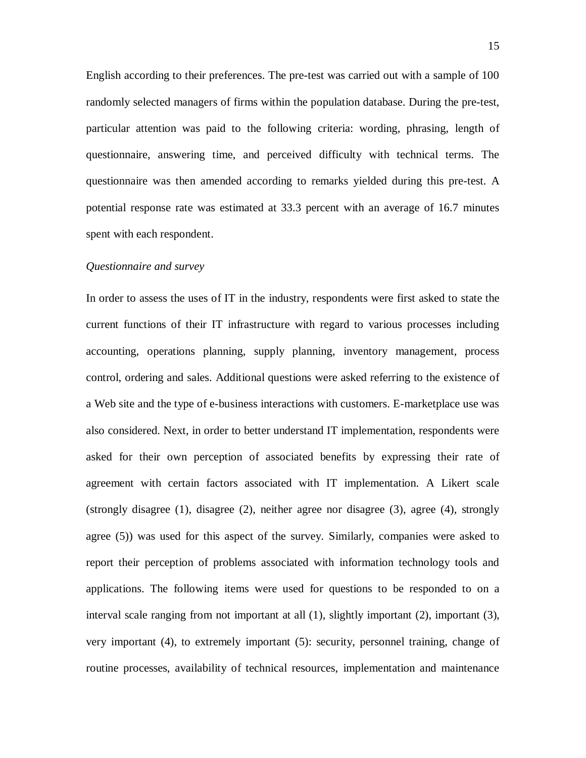English according to their preferences. The pre-test was carried out with a sample of 100 randomly selected managers of firms within the population database. During the pre-test, particular attention was paid to the following criteria: wording, phrasing, length of questionnaire, answering time, and perceived difficulty with technical terms. The questionnaire was then amended according to remarks yielded during this pre-test. A potential response rate was estimated at 33.3 percent with an average of 16.7 minutes spent with each respondent.

*Questionnaire and survey*

In order to assess the uses of IT in the industry, respondents were first asked to state the current functions of their IT infrastructure with regard to various processes including accounting, operations planning, supply planning, inventory management, process control, ordering and sales. Additional questions were asked referring to the existence of a Web site and the type of e-business interactions with customers. E-marketplace use was also considered. Next, in order to better understand IT implementation, respondents were asked for their own perception of associated benefits by expressing their rate of agreement with certain factors associated with IT implementation. A Likert scale (strongly disagree (1), disagree (2), neither agree nor disagree (3), agree (4), strongly agree (5)) was used for this aspect of the survey. Similarly, companies were asked to report their perception of problems associated with information technology tools and applications. The following items were used for questions to be responded to on a interval scale ranging from not important at all (1), slightly important (2), important (3), very important (4), to extremely important (5): security, personnel training, change of routine processes, availability of technical resources, implementation and maintenance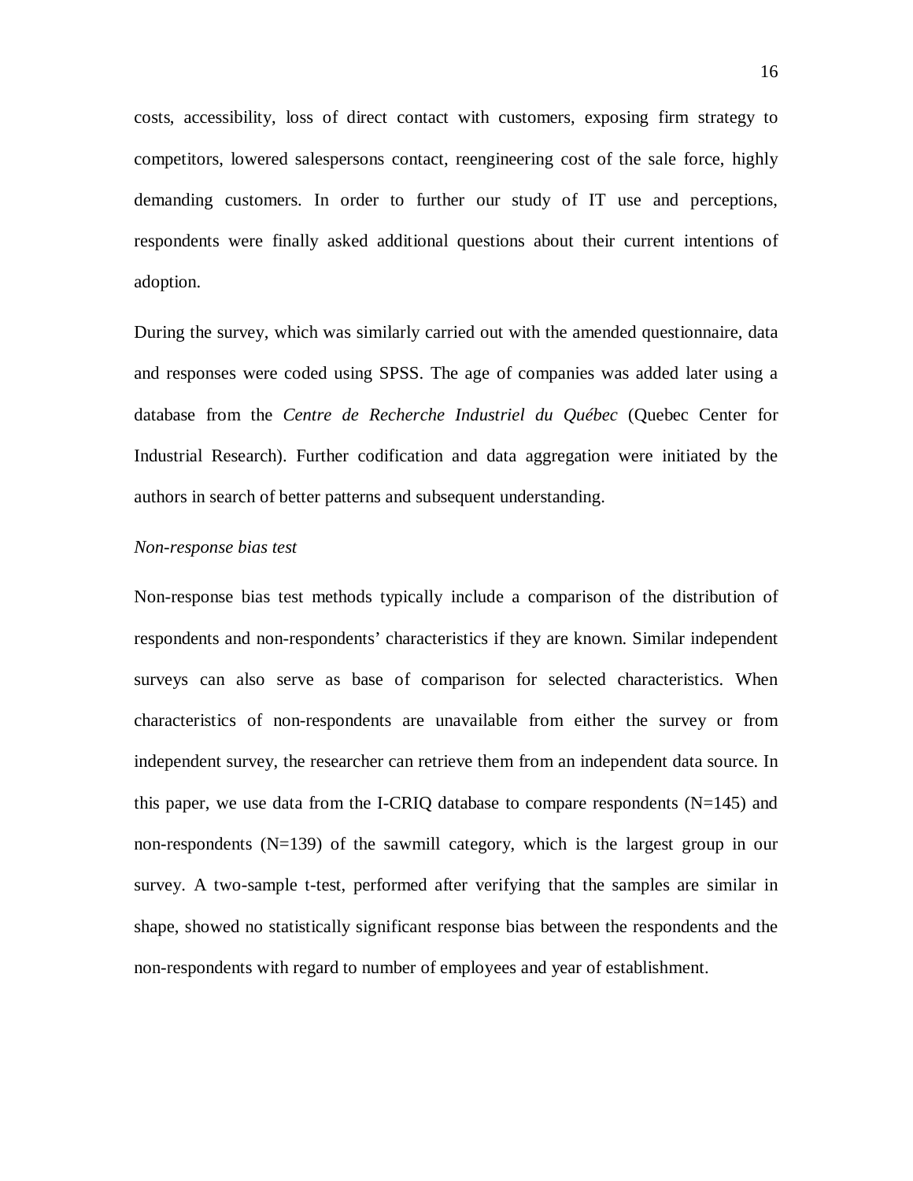costs, accessibility, loss of direct contact with customers, exposing firm strategy to competitors, lowered salespersons contact, reengineering cost of the sale force, highly demanding customers. In order to further our study of IT use and perceptions, respondents were finally asked additional questions about their current intentions of adoption.

During the survey, which was similarly carried out with the amended questionnaire, data and responses were coded using SPSS. The age of companies was added later using a database from the *Centre de Recherche Industriel du Québec* (Quebec Center for Industrial Research). Further codification and data aggregation were initiated by the authors in search of better patterns and subsequent understanding.

*Non-response bias test*

Non-response bias test methods typically include a comparison of the distribution of respondents and non-respondents' characteristics if they are known. Similar independent surveys can also serve as base of comparison for selected characteristics. When characteristics of non-respondents are unavailable from either the survey or from independent survey, the researcher can retrieve them from an independent data source. In this paper, we use data from the I-CRIQ database to compare respondents (N=145) and non-respondents (N=139) of the sawmill category, which is the largest group in our survey. A two-sample t-test, performed after verifying that the samples are similar in shape, showed no statistically significant response bias between the respondents and the non-respondents with regard to number of employees and year of establishment.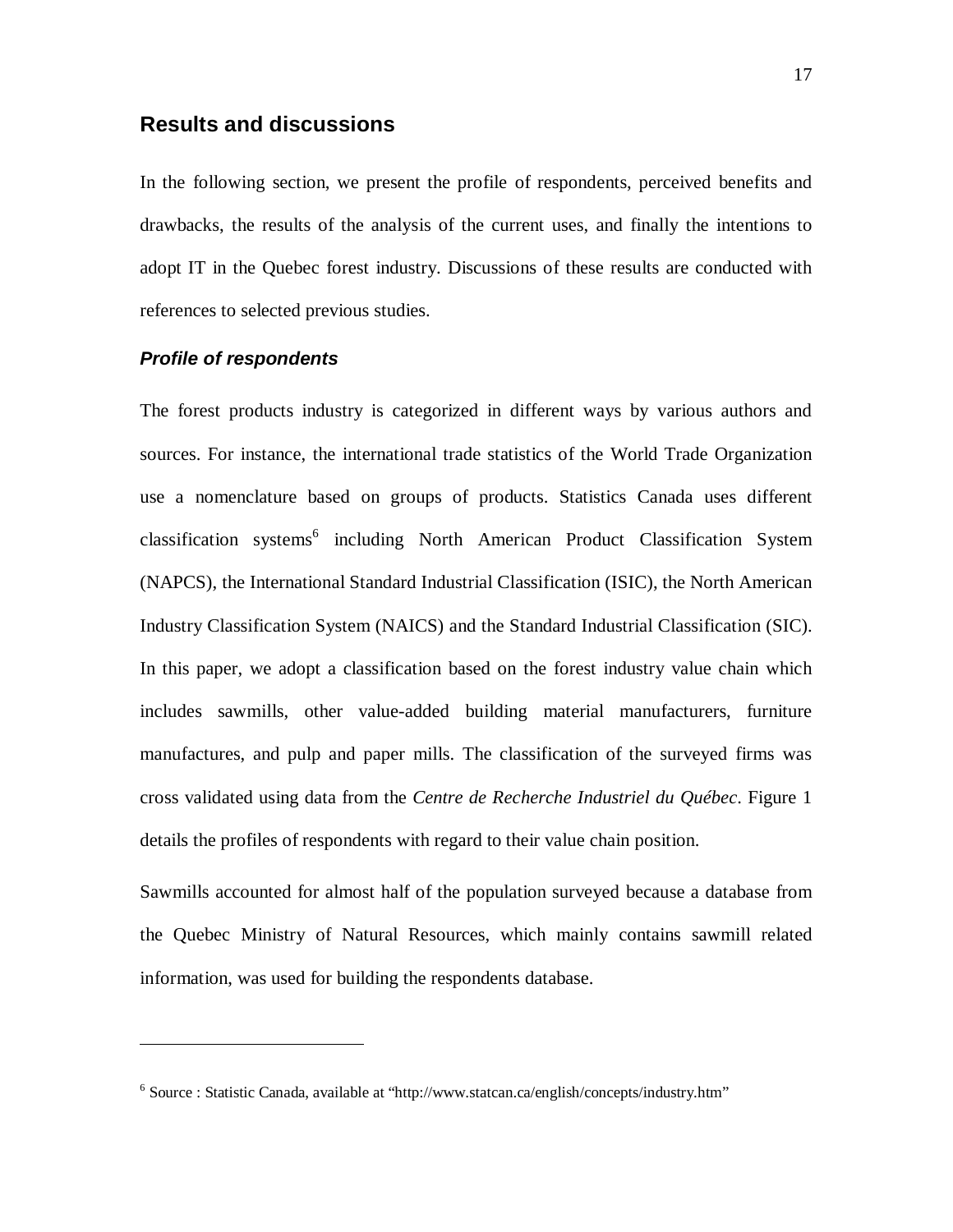## Results and discussions

In the following section, we present the profile of respondents, perceived benefits and drawbacks, the results of the analysis of the current uses, and finally the intentions to adopt IT in the Quebec forest industry. Discussions of these results are conducted with references to selected previous studies.

### *Profile of respondents*

The forest products industry is categorized in different ways by various authors and sources. For instance, the international trade statistics of the World Trade Organization use a nomenclature based on groups of products. Statistics Canada uses different classification systems[6] including North American Product Classification System (NAPCS), the International Standard Industrial Classification (ISIC), the North American Industry Classification System (NAICS) and the Standard Industrial Classification (SIC). In this paper, we adopt a classification based on the forest industry value chain which includes sawmills, other value-added building material manufacturers, furniture manufactures, and pulp and paper mills. The classification of the surveyed firms was cross validated using data from the *Centre de Recherche Industriel du Québec*. Figure 1 details the profiles of respondents with regard to their value chain position.

Sawmills accounted for almost half of the population surveyed because a database from the Quebec Ministry of Natural Resources, which mainly contains sawmill related information, was used for building the respondents database.

---

[6] Source : Statistic Canada, available at "http://www.statcan.ca/english/concepts/industry.htm"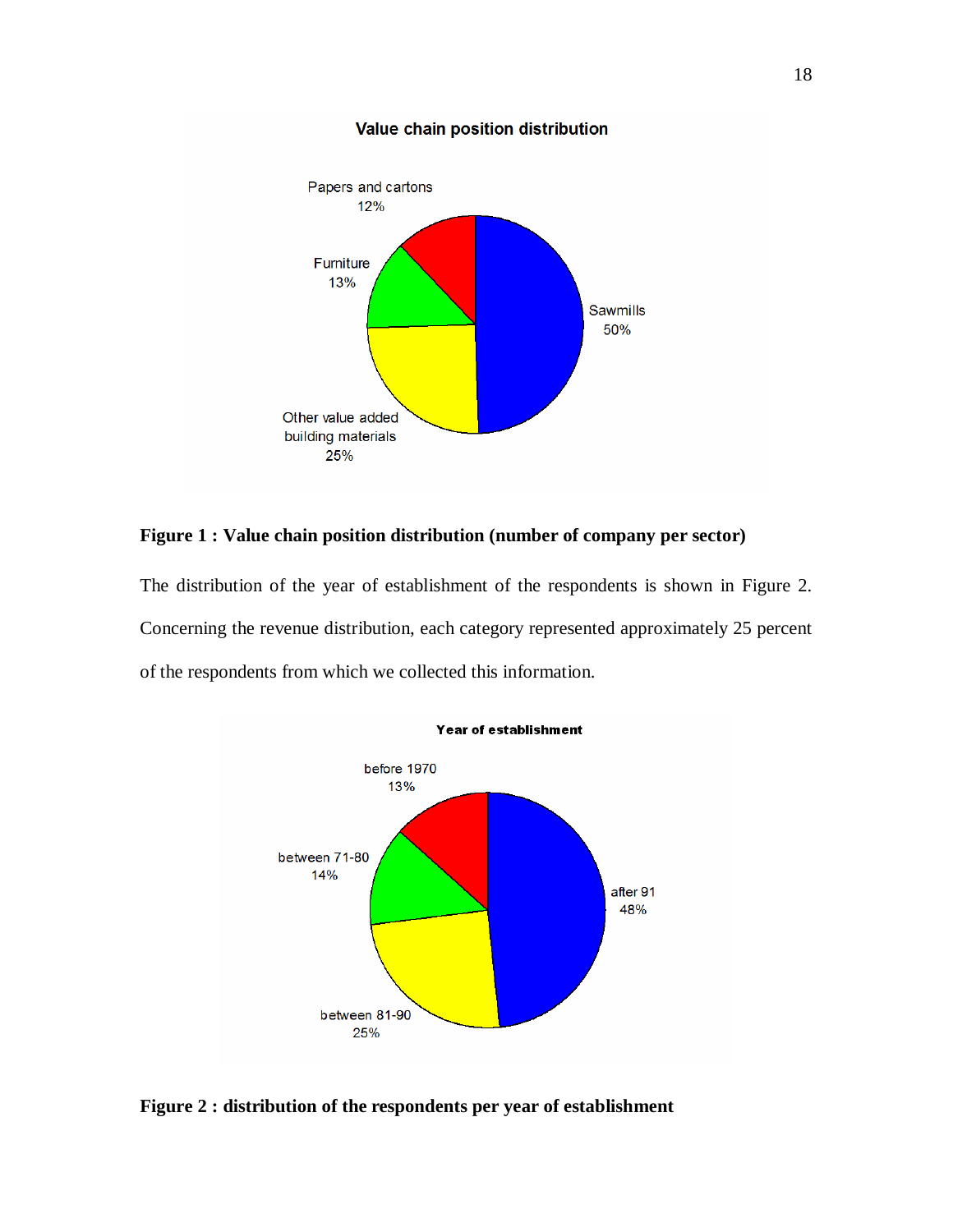**Figure 1 : Value chain position distribution (number of company per sector)**

The distribution of the year of establishment of the respondents is shown in Figure 2. Concerning the revenue distribution, each category represented approximately 25 percent of the respondents from which we collected this information.

**Figure 2 : distribution of the respondents per year of establishment**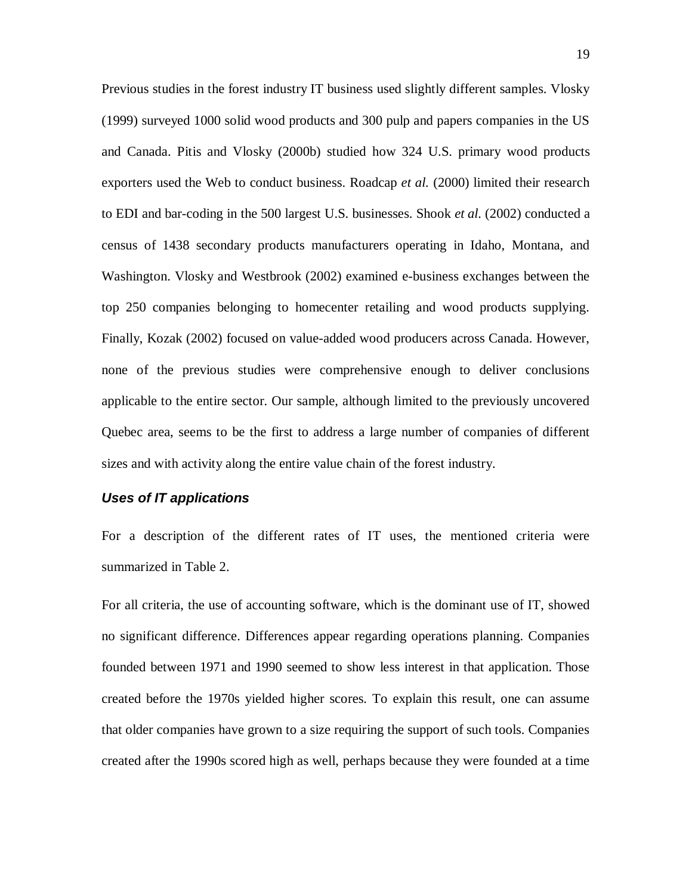Previous studies in the forest industry IT business used slightly different samples. Vlosky (1999) surveyed 1000 solid wood products and 300 pulp and papers companies in the US and Canada. Pitis and Vlosky (2000b) studied how 324 U.S. primary wood products exporters used the Web to conduct business. Roadcap *et al.* (2000) limited their research to EDI and bar-coding in the 500 largest U.S. businesses. Shook *et al.* (2002) conducted a census of 1438 secondary products manufacturers operating in Idaho, Montana, and Washington. Vlosky and Westbrook (2002) examined e-business exchanges between the top 250 companies belonging to homecenter retailing and wood products supplying. Finally, Kozak (2002) focused on value-added wood producers across Canada. However, none of the previous studies were comprehensive enough to deliver conclusions applicable to the entire sector. Our sample, although limited to the previously uncovered Quebec area, seems to be the first to address a large number of companies of different sizes and with activity along the entire value chain of the forest industry.

### *Uses of IT applications*

For a description of the different rates of IT uses, the mentioned criteria were summarized in Table 2.

For all criteria, the use of accounting software, which is the dominant use of IT, showed no significant difference. Differences appear regarding operations planning. Companies founded between 1971 and 1990 seemed to show less interest in that application. Those created before the 1970s yielded higher scores. To explain this result, one can assume that older companies have grown to a size requiring the support of such tools. Companies created after the 1990s scored high as well, perhaps because they were founded at a time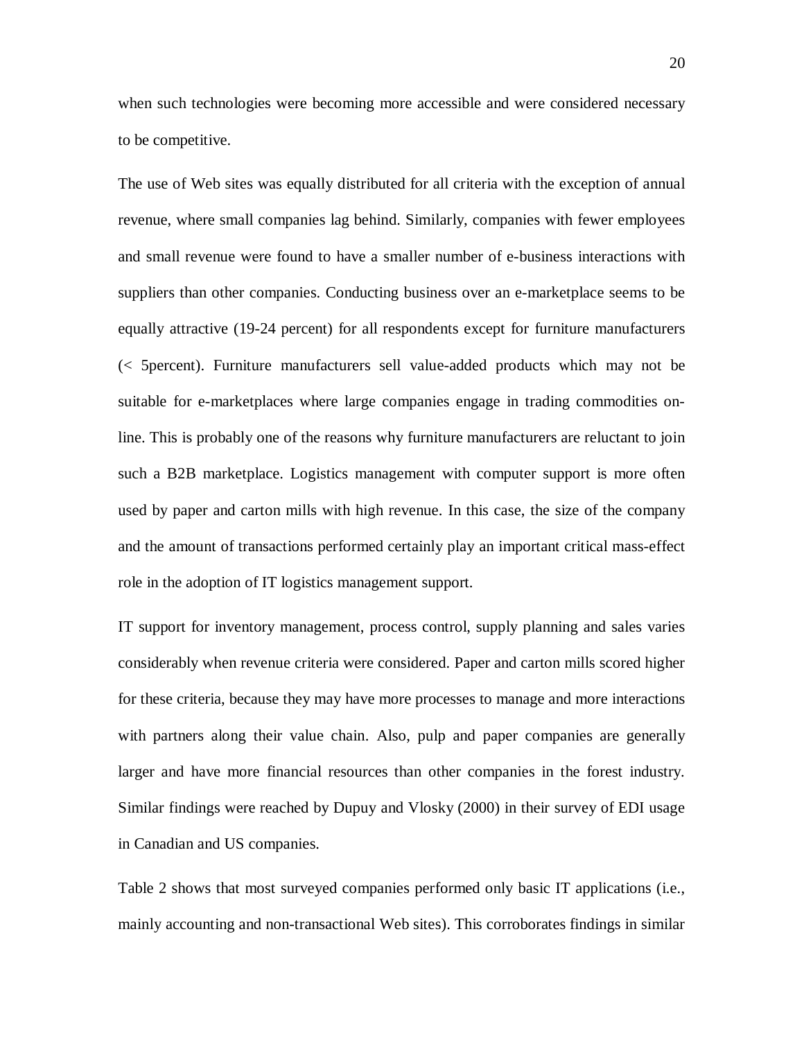when such technologies were becoming more accessible and were considered necessary to be competitive.

The use of Web sites was equally distributed for all criteria with the exception of annual revenue, where small companies lag behind. Similarly, companies with fewer employees and small revenue were found to have a smaller number of e-business interactions with suppliers than other companies. Conducting business over an e-marketplace seems to be equally attractive (19-24 percent) for all respondents except for furniture manufacturers (< 5percent). Furniture manufacturers sell value-added products which may not be suitable for e-marketplaces where large companies engage in trading commodities on-line. This is probably one of the reasons why furniture manufacturers are reluctant to join such a B2B marketplace. Logistics management with computer support is more often used by paper and carton mills with high revenue. In this case, the size of the company and the amount of transactions performed certainly play an important critical mass-effect role in the adoption of IT logistics management support.

IT support for inventory management, process control, supply planning and sales varies considerably when revenue criteria were considered. Paper and carton mills scored higher for these criteria, because they may have more processes to manage and more interactions with partners along their value chain. Also, pulp and paper companies are generally larger and have more financial resources than other companies in the forest industry. Similar findings were reached by Dupuy and Vlosky (2000) in their survey of EDI usage in Canadian and US companies.

Table 2 shows that most surveyed companies performed only basic IT applications (i.e., mainly accounting and non-transactional Web sites). This corroborates findings in similar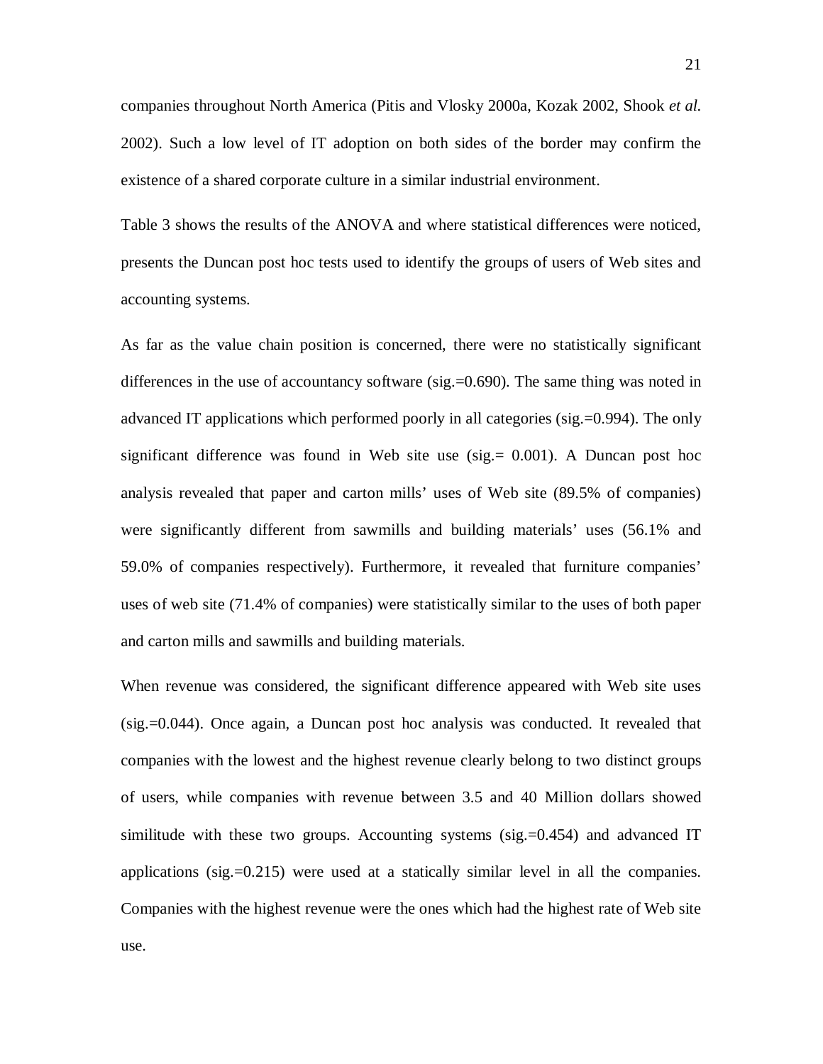companies throughout North America (Pitis and Vlosky 2000a, Kozak 2002, Shook *et al.* 2002). Such a low level of IT adoption on both sides of the border may confirm the existence of a shared corporate culture in a similar industrial environment.

Table 3 shows the results of the ANOVA and where statistical differences were noticed, presents the Duncan post hoc tests used to identify the groups of users of Web sites and accounting systems.

As far as the value chain position is concerned, there were no statistically significant differences in the use of accountancy software (sig.=0.690). The same thing was noted in advanced IT applications which performed poorly in all categories (sig.=0.994). The only significant difference was found in Web site use (sig.= 0.001). A Duncan post hoc analysis revealed that paper and carton mills' uses of Web site (89.5% of companies) were significantly different from sawmills and building materials' uses (56.1% and 59.0% of companies respectively). Furthermore, it revealed that furniture companies' uses of web site (71.4% of companies) were statistically similar to the uses of both paper and carton mills and sawmills and building materials.

When revenue was considered, the significant difference appeared with Web site uses (sig.=0.044). Once again, a Duncan post hoc analysis was conducted. It revealed that companies with the lowest and the highest revenue clearly belong to two distinct groups of users, while companies with revenue between 3.5 and 40 Million dollars showed similitude with these two groups. Accounting systems (sig.=0.454) and advanced IT applications (sig.=0.215) were used at a statically similar level in all the companies. Companies with the highest revenue were the ones which had the highest rate of Web site use.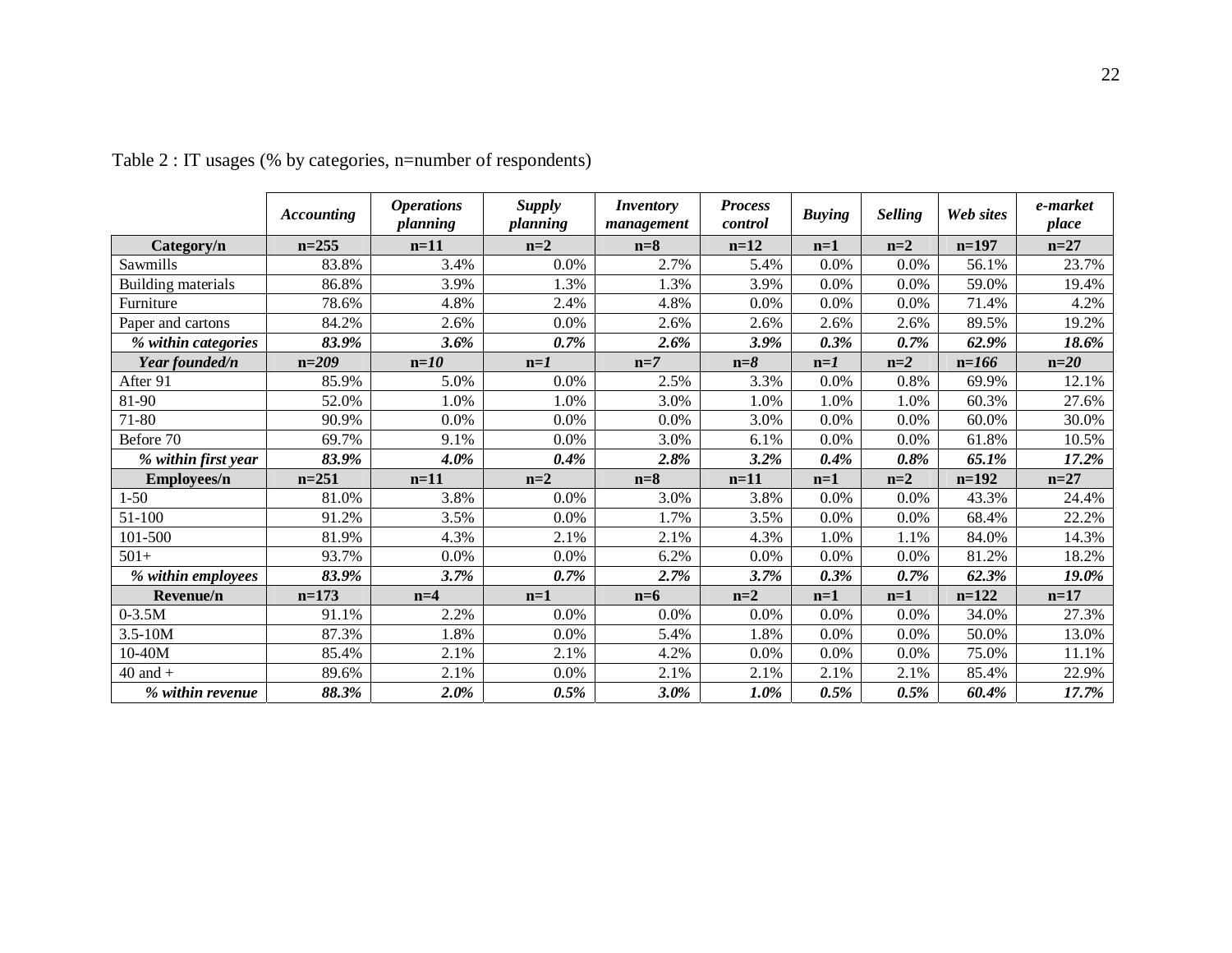Table 2 : IT usages (% by categories, n=number of respondents)

| | ***Accounting*** | ***Operations planning*** | ***Supply planning*** | ***Inventory management*** | ***Process control*** | ***Buying*** | ***Selling*** | ***Web sites*** | ***e-market place*** |
|---|---|---|---|---|---|---|---|---|---|
| **Category/n** | **n=255** | **n=11** | **n=2** | **n=8** | **n=12** | **n=1** | **n=2** | **n=197** | **n=27** |
| Sawmills | 83.8% | 3.4% | 0.0% | 2.7% | 5.4% | 0.0% | 0.0% | 56.1% | 23.7% |
| Building materials | 86.8% | 3.9% | 1.3% | 1.3% | 3.9% | 0.0% | 0.0% | 59.0% | 19.4% |
| Furniture | 78.6% | 4.8% | 2.4% | 4.8% | 0.0% | 0.0% | 0.0% | 71.4% | 4.2% |
| Paper and cartons | 84.2% | 2.6% | 0.0% | 2.6% | 2.6% | 2.6% | 2.6% | 89.5% | 19.2% |
| ***% within categories*** | ***83.9%*** | ***3.6%*** | ***0.7%*** | ***2.6%*** | ***3.9%*** | ***0.3%*** | ***0.7%*** | ***62.9%*** | ***18.6%*** |
| ***Year founded/n*** | ***n=209*** | ***n=10*** | ***n=1*** | ***n=7*** | ***n=8*** | ***n=1*** | ***n=2*** | ***n=166*** | ***n=20*** |
| After 91 | 85.9% | 5.0% | 0.0% | 2.5% | 3.3% | 0.0% | 0.8% | 69.9% | 12.1% |
| 81-90 | 52.0% | 1.0% | 1.0% | 3.0% | 1.0% | 1.0% | 1.0% | 60.3% | 27.6% |
| 71-80 | 90.9% | 0.0% | 0.0% | 0.0% | 3.0% | 0.0% | 0.0% | 60.0% | 30.0% |
| Before 70 | 69.7% | 9.1% | 0.0% | 3.0% | 6.1% | 0.0% | 0.0% | 61.8% | 10.5% |
| ***% within first year*** | ***83.9%*** | ***4.0%*** | ***0.4%*** | ***2.8%*** | ***3.2%*** | ***0.4%*** | ***0.8%*** | ***65.1%*** | ***17.2%*** |
| **Employees/n** | **n=251** | **n=11** | **n=2** | **n=8** | **n=11** | **n=1** | **n=2** | **n=192** | **n=27** |
| 1-50 | 81.0% | 3.8% | 0.0% | 3.0% | 3.8% | 0.0% | 0.0% | 43.3% | 24.4% |
| 51-100 | 91.2% | 3.5% | 0.0% | 1.7% | 3.5% | 0.0% | 0.0% | 68.4% | 22.2% |
| 101-500 | 81.9% | 4.3% | 2.1% | 2.1% | 4.3% | 1.0% | 1.1% | 84.0% | 14.3% |
| 501+ | 93.7% | 0.0% | 0.0% | 6.2% | 0.0% | 0.0% | 0.0% | 81.2% | 18.2% |
| ***% within employees*** | ***83.9%*** | ***3.7%*** | ***0.7%*** | ***2.7%*** | ***3.7%*** | ***0.3%*** | ***0.7%*** | ***62.3%*** | ***19.0%*** |
| **Revenue/n** | **n=173** | **n=4** | **n=1** | **n=6** | **n=2** | **n=1** | **n=1** | **n=122** | **n=17** |
| 0-3.5M | 91.1% | 2.2% | 0.0% | 0.0% | 0.0% | 0.0% | 0.0% | 34.0% | 27.3% |
| 3.5-10M | 87.3% | 1.8% | 0.0% | 5.4% | 1.8% | 0.0% | 0.0% | 50.0% | 13.0% |
| 10-40M | 85.4% | 2.1% | 2.1% | 4.2% | 0.0% | 0.0% | 0.0% | 75.0% | 11.1% |
| 40 and + | 89.6% | 2.1% | 0.0% | 2.1% | 2.1% | 2.1% | 2.1% | 85.4% | 22.9% |
| ***% within revenue*** | ***88.3%*** | ***2.0%*** | ***0.5%*** | ***3.0%*** | ***1.0%*** | ***0.5%*** | ***0.5%*** | ***60.4%*** | ***17.7%*** |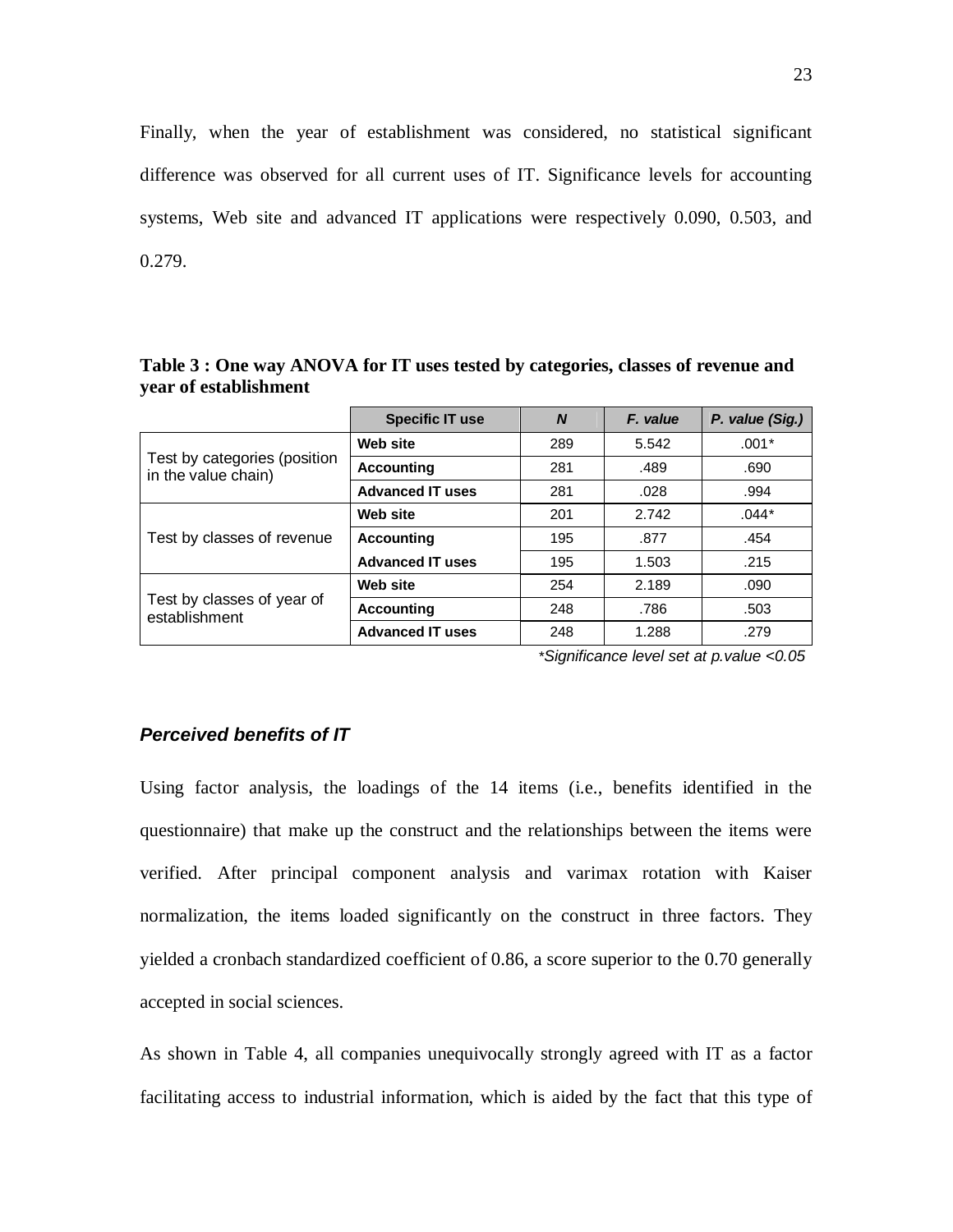Finally, when the year of establishment was considered, no statistical significant difference was observed for all current uses of IT. Significance levels for accounting systems, Web site and advanced IT applications were respectively 0.090, 0.503, and 0.279.

**Table 3 : One way ANOVA for IT uses tested by categories, classes of revenue and year of establishment**

| | Specific IT use | *N* | *F. value* | *P. value (Sig.)* |
|---|---|---|---|---|
| Test by categories (position in the value chain) | **Web site** | 289 | 5.542 | .001* |
| | **Accounting** | 281 | .489 | .690 |
| | **Advanced IT uses** | 281 | .028 | .994 |
| Test by classes of revenue | **Web site** | 201 | 2.742 | .044* |
| | **Accounting** | 195 | .877 | .454 |
| | **Advanced IT uses** | 195 | 1.503 | .215 |
| Test by classes of year of establishment | **Web site** | 254 | 2.189 | .090 |
| | **Accounting** | 248 | .786 | .503 |
| | **Advanced IT uses** | 248 | 1.288 | .279 |

**Significance level set at p.value <0.05*

### ***Perceived benefits of IT***

Using factor analysis, the loadings of the 14 items (i.e., benefits identified in the questionnaire) that make up the construct and the relationships between the items were verified. After principal component analysis and varimax rotation with Kaiser normalization, the items loaded significantly on the construct in three factors. They yielded a cronbach standardized coefficient of 0.86, a score superior to the 0.70 generally accepted in social sciences.

As shown in Table 4, all companies unequivocally strongly agreed with IT as a factor facilitating access to industrial information, which is aided by the fact that this type of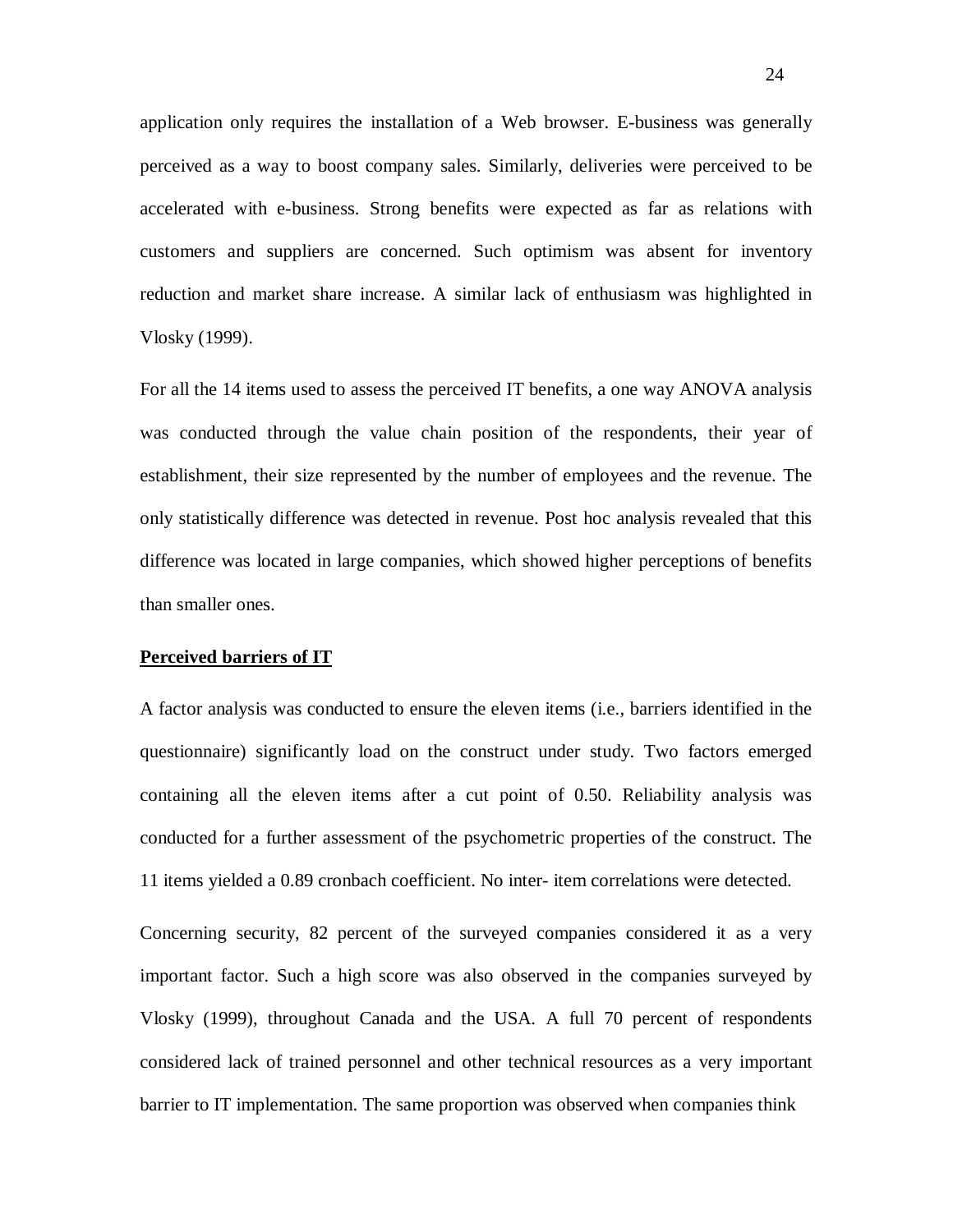application only requires the installation of a Web browser. E-business was generally perceived as a way to boost company sales. Similarly, deliveries were perceived to be accelerated with e-business. Strong benefits were expected as far as relations with customers and suppliers are concerned. Such optimism was absent for inventory reduction and market share increase. A similar lack of enthusiasm was highlighted in Vlosky (1999).

For all the 14 items used to assess the perceived IT benefits, a one way ANOVA analysis was conducted through the value chain position of the respondents, their year of establishment, their size represented by the number of employees and the revenue. The only statistically difference was detected in revenue. Post hoc analysis revealed that this difference was located in large companies, which showed higher perceptions of benefits than smaller ones.

**Perceived barriers of IT**

A factor analysis was conducted to ensure the eleven items (i.e., barriers identified in the questionnaire) significantly load on the construct under study. Two factors emerged containing all the eleven items after a cut point of 0.50. Reliability analysis was conducted for a further assessment of the psychometric properties of the construct. The 11 items yielded a 0.89 cronbach coefficient. No inter- item correlations were detected.

Concerning security, 82 percent of the surveyed companies considered it as a very important factor. Such a high score was also observed in the companies surveyed by Vlosky (1999), throughout Canada and the USA. A full 70 percent of respondents considered lack of trained personnel and other technical resources as a very important barrier to IT implementation. The same proportion was observed when companies think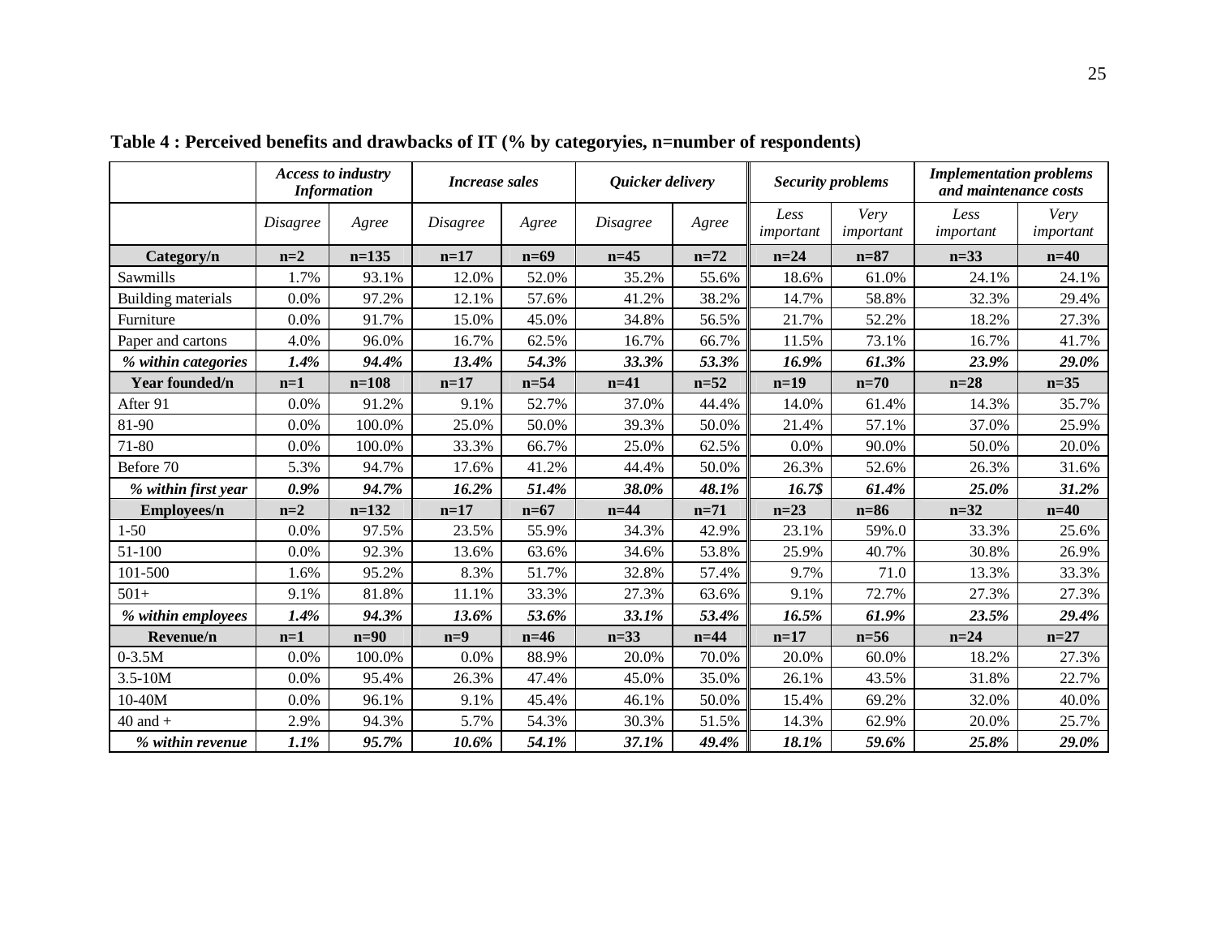**Table 4 : Perceived benefits and drawbacks of IT (% by categoryies, n=number of respondents)**

| | *Access to industry Information* | | *Increase sales* | | *Quicker delivery* | | *Security problems* | | *Implementation problems and maintenance costs* | |
|---|---|---|---|---|---|---|---|---|---|---|
| | *Disagree* | *Agree* | *Disagree* | *Agree* | *Disagree* | *Agree* | *Less important* | *Very important* | *Less important* | *Very important* |
| **Category/n** | **n=2** | **n=135** | **n=17** | **n=69** | **n=45** | **n=72** | **n=24** | **n=87** | **n=33** | **n=40** |
| Sawmills | 1.7% | 93.1% | 12.0% | 52.0% | 35.2% | 55.6% | 18.6% | 61.0% | 24.1% | 24.1% |
| Building materials | 0.0% | 97.2% | 12.1% | 57.6% | 41.2% | 38.2% | 14.7% | 58.8% | 32.3% | 29.4% |
| Furniture | 0.0% | 91.7% | 15.0% | 45.0% | 34.8% | 56.5% | 21.7% | 52.2% | 18.2% | 27.3% |
| Paper and cartons | 4.0% | 96.0% | 16.7% | 62.5% | 16.7% | 66.7% | 11.5% | 73.1% | 16.7% | 41.7% |
| ***% within categories*** | ***1.4%*** | ***94.4%*** | ***13.4%*** | ***54.3%*** | ***33.3%*** | ***53.3%*** | ***16.9%*** | ***61.3%*** | ***23.9%*** | ***29.0%*** |
| **Year founded/n** | **n=1** | **n=108** | **n=17** | **n=54** | **n=41** | **n=52** | **n=19** | **n=70** | **n=28** | **n=35** |
| After 91 | 0.0% | 91.2% | 9.1% | 52.7% | 37.0% | 44.4% | 14.0% | 61.4% | 14.3% | 35.7% |
| 81-90 | 0.0% | 100.0% | 25.0% | 50.0% | 39.3% | 50.0% | 21.4% | 57.1% | 37.0% | 25.9% |
| 71-80 | 0.0% | 100.0% | 33.3% | 66.7% | 25.0% | 62.5% | 0.0% | 90.0% | 50.0% | 20.0% |
| Before 70 | 5.3% | 94.7% | 17.6% | 41.2% | 44.4% | 50.0% | 26.3% | 52.6% | 26.3% | 31.6% |
| ***% within first year*** | ***0.9%*** | ***94.7%*** | ***16.2%*** | ***51.4%*** | ***38.0%*** | ***48.1%*** | ***16.7$*** | ***61.4%*** | ***25.0%*** | ***31.2%*** |
| **Employees/n** | **n=2** | **n=132** | **n=17** | **n=67** | **n=44** | **n=71** | **n=23** | **n=86** | **n=32** | **n=40** |
| 1-50 | 0.0% | 97.5% | 23.5% | 55.9% | 34.3% | 42.9% | 23.1% | 59%.0 | 33.3% | 25.6% |
| 51-100 | 0.0% | 92.3% | 13.6% | 63.6% | 34.6% | 53.8% | 25.9% | 40.7% | 30.8% | 26.9% |
| 101-500 | 1.6% | 95.2% | 8.3% | 51.7% | 32.8% | 57.4% | 9.7% | 71.0 | 13.3% | 33.3% |
| 501+ | 9.1% | 81.8% | 11.1% | 33.3% | 27.3% | 63.6% | 9.1% | 72.7% | 27.3% | 27.3% |
| ***% within employees*** | ***1.4%*** | ***94.3%*** | ***13.6%*** | ***53.6%*** | ***33.1%*** | ***53.4%*** | ***16.5%*** | ***61.9%*** | ***23.5%*** | ***29.4%*** |
| **Revenue/n** | **n=1** | **n=90** | **n=9** | **n=46** | **n=33** | **n=44** | **n=17** | **n=56** | **n=24** | **n=27** |
| 0-3.5M | 0.0% | 100.0% | 0.0% | 88.9% | 20.0% | 70.0% | 20.0% | 60.0% | 18.2% | 27.3% |
| 3.5-10M | 0.0% | 95.4% | 26.3% | 47.4% | 45.0% | 35.0% | 26.1% | 43.5% | 31.8% | 22.7% |
| 10-40M | 0.0% | 96.1% | 9.1% | 45.4% | 46.1% | 50.0% | 15.4% | 69.2% | 32.0% | 40.0% |
| 40 and + | 2.9% | 94.3% | 5.7% | 54.3% | 30.3% | 51.5% | 14.3% | 62.9% | 20.0% | 25.7% |
| ***% within revenue*** | ***1.1%*** | ***95.7%*** | ***10.6%*** | ***54.1%*** | ***37.1%*** | ***49.4%*** | ***18.1%*** | ***59.6%*** | ***25.8%*** | ***29.0%*** |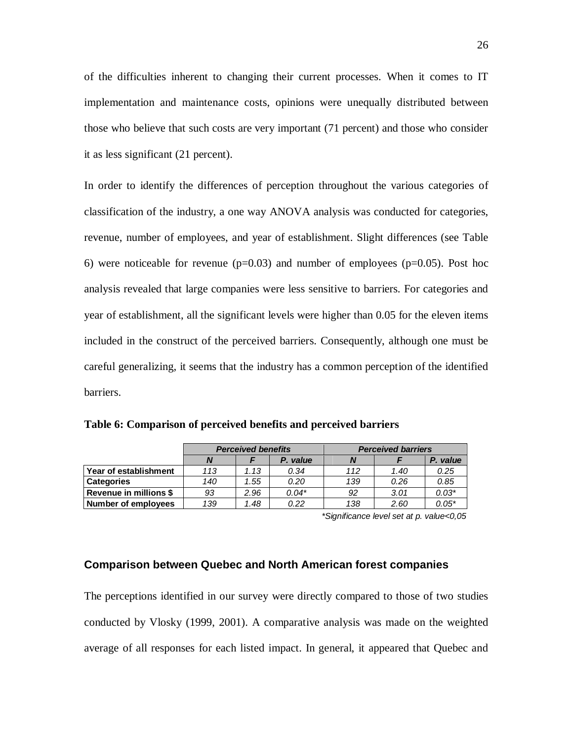of the difficulties inherent to changing their current processes. When it comes to IT implementation and maintenance costs, opinions were unequally distributed between those who believe that such costs are very important (71 percent) and those who consider it as less significant (21 percent).

In order to identify the differences of perception throughout the various categories of classification of the industry, a one way ANOVA analysis was conducted for categories, revenue, number of employees, and year of establishment. Slight differences (see Table 6) were noticeable for revenue (p=0.03) and number of employees (p=0.05). Post hoc analysis revealed that large companies were less sensitive to barriers. For categories and year of establishment, all the significant levels were higher than 0.05 for the eleven items included in the construct of the perceived barriers. Consequently, although one must be careful generalizing, it seems that the industry has a common perception of the identified barriers.

**Table 6: Comparison of perceived benefits and perceived barriers**

| | *Perceived benefits* | | | *Perceived barriers* | | |
|---|---|---|---|---|---|---|
| | *N* | *F* | *P. value* | *N* | *F* | *P. value* |
| **Year of establishment** | 113 | 1.13 | 0.34 | 112 | 1.40 | 0.25 |
| **Categories** | 140 | 1.55 | 0.20 | 139 | 0.26 | 0.85 |
| **Revenue in millions $** | 93 | 2.96 | 0.04* | 92 | 3.01 | 0.03* |
| **Number of employees** | 139 | 1.48 | 0.22 | 138 | 2.60 | 0.05* |

*\*Significance level set at p. value<0,05*

### Comparison between Quebec and North American forest companies

The perceptions identified in our survey were directly compared to those of two studies conducted by Vlosky (1999, 2001). A comparative analysis was made on the weighted average of all responses for each listed impact. In general, it appeared that Quebec and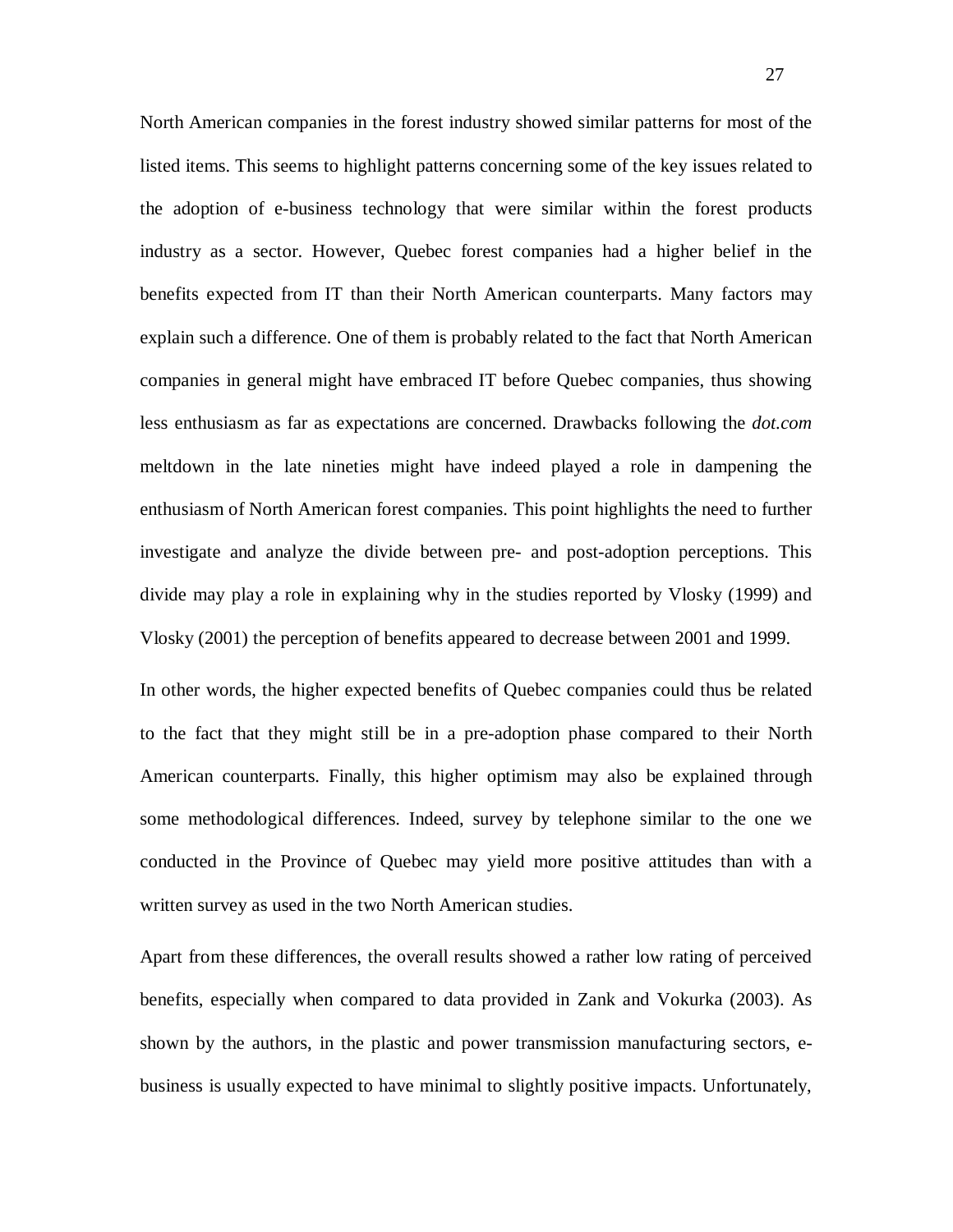North American companies in the forest industry showed similar patterns for most of the listed items. This seems to highlight patterns concerning some of the key issues related to the adoption of e-business technology that were similar within the forest products industry as a sector. However, Quebec forest companies had a higher belief in the benefits expected from IT than their North American counterparts. Many factors may explain such a difference. One of them is probably related to the fact that North American companies in general might have embraced IT before Quebec companies, thus showing less enthusiasm as far as expectations are concerned. Drawbacks following the *dot.com* meltdown in the late nineties might have indeed played a role in dampening the enthusiasm of North American forest companies. This point highlights the need to further investigate and analyze the divide between pre- and post-adoption perceptions. This divide may play a role in explaining why in the studies reported by Vlosky (1999) and Vlosky (2001) the perception of benefits appeared to decrease between 2001 and 1999.

In other words, the higher expected benefits of Quebec companies could thus be related to the fact that they might still be in a pre-adoption phase compared to their North American counterparts. Finally, this higher optimism may also be explained through some methodological differences. Indeed, survey by telephone similar to the one we conducted in the Province of Quebec may yield more positive attitudes than with a written survey as used in the two North American studies.

Apart from these differences, the overall results showed a rather low rating of perceived benefits, especially when compared to data provided in Zank and Vokurka (2003). As shown by the authors, in the plastic and power transmission manufacturing sectors, e-business is usually expected to have minimal to slightly positive impacts. Unfortunately,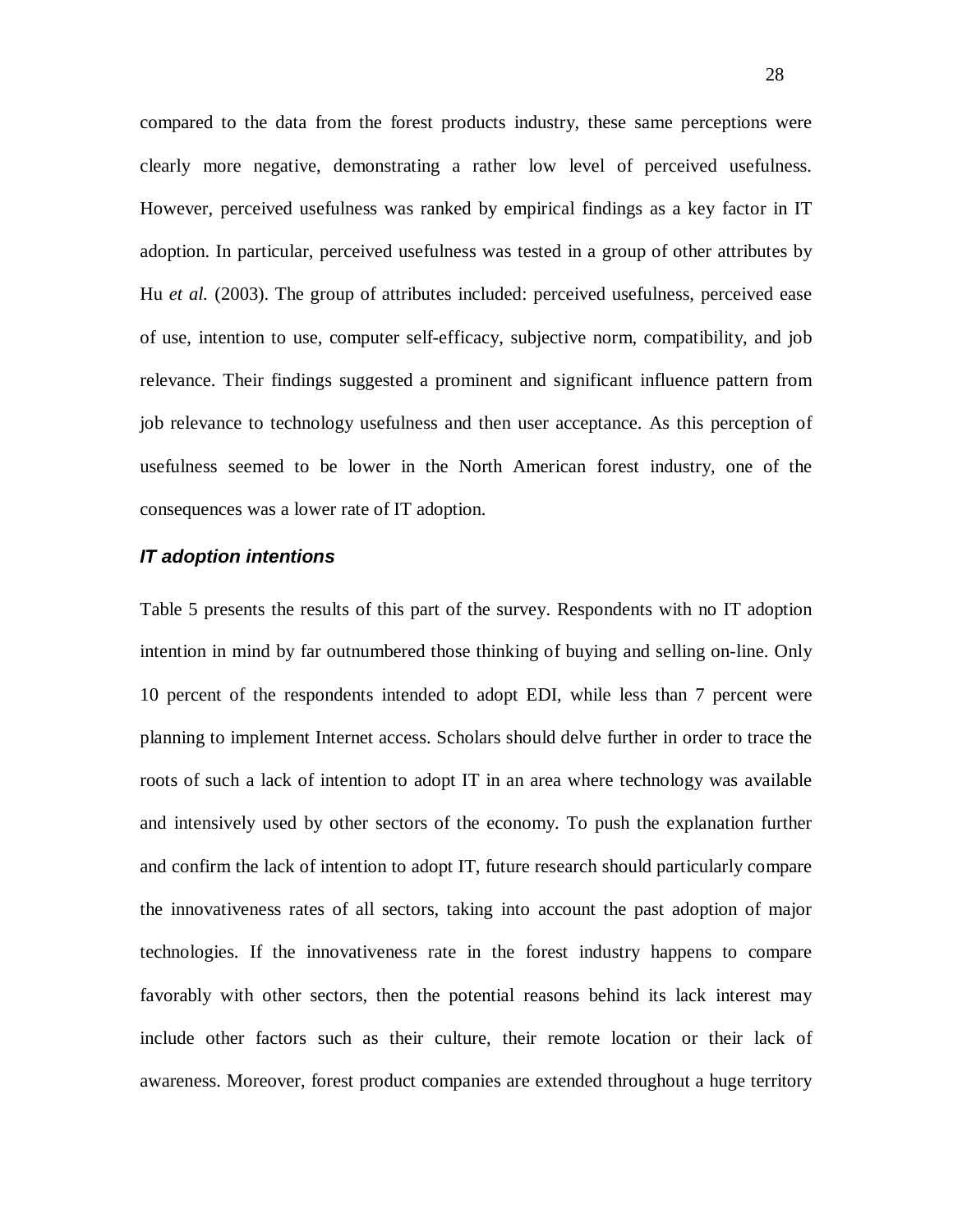compared to the data from the forest products industry, these same perceptions were clearly more negative, demonstrating a rather low level of perceived usefulness. However, perceived usefulness was ranked by empirical findings as a key factor in IT adoption. In particular, perceived usefulness was tested in a group of other attributes by Hu *et al.* (2003). The group of attributes included: perceived usefulness, perceived ease of use, intention to use, computer self-efficacy, subjective norm, compatibility, and job relevance. Their findings suggested a prominent and significant influence pattern from job relevance to technology usefulness and then user acceptance. As this perception of usefulness seemed to be lower in the North American forest industry, one of the consequences was a lower rate of IT adoption.

### *IT adoption intentions*

Table 5 presents the results of this part of the survey. Respondents with no IT adoption intention in mind by far outnumbered those thinking of buying and selling on-line. Only 10 percent of the respondents intended to adopt EDI, while less than 7 percent were planning to implement Internet access. Scholars should delve further in order to trace the roots of such a lack of intention to adopt IT in an area where technology was available and intensively used by other sectors of the economy. To push the explanation further and confirm the lack of intention to adopt IT, future research should particularly compare the innovativeness rates of all sectors, taking into account the past adoption of major technologies. If the innovativeness rate in the forest industry happens to compare favorably with other sectors, then the potential reasons behind its lack interest may include other factors such as their culture, their remote location or their lack of awareness. Moreover, forest product companies are extended throughout a huge territory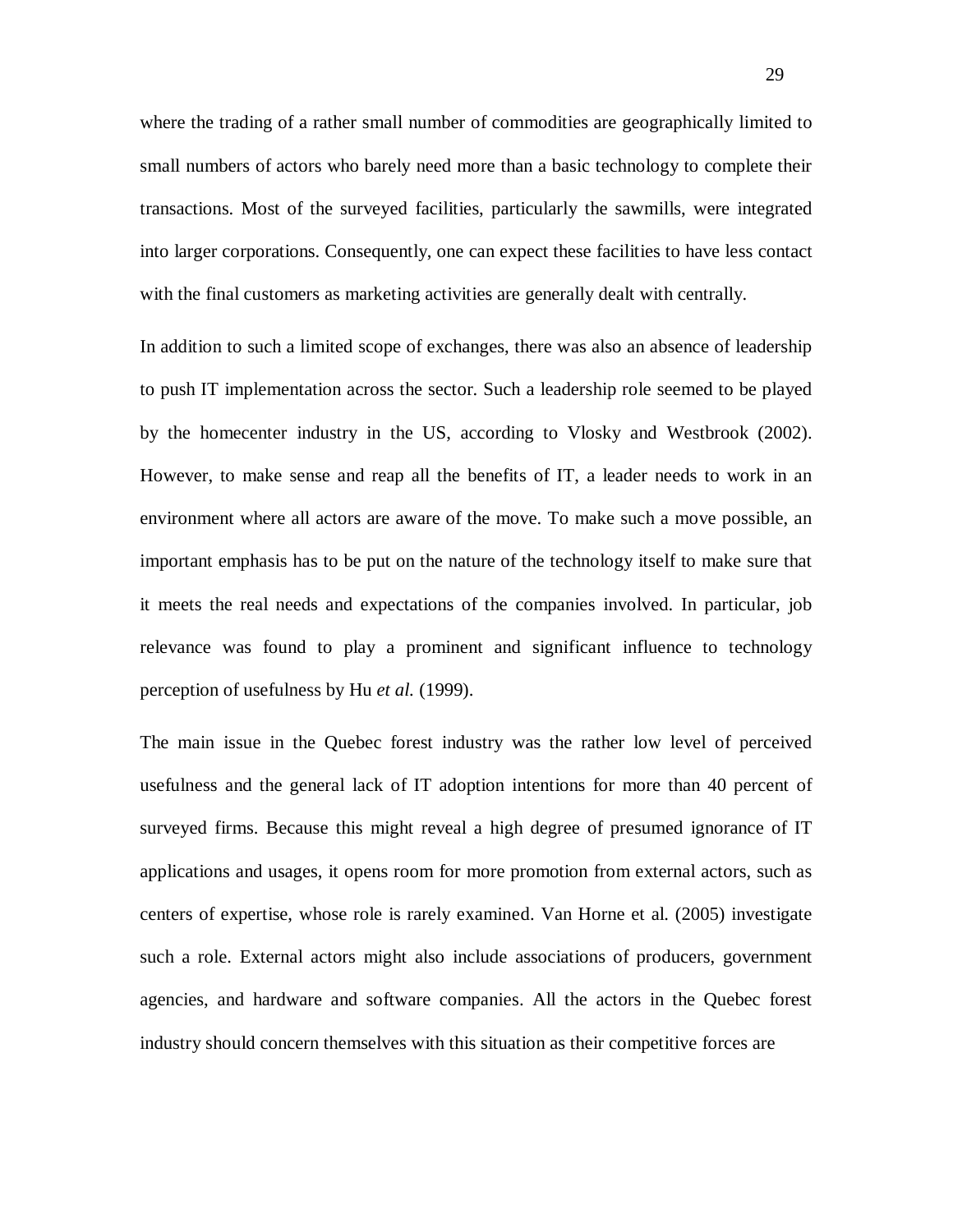where the trading of a rather small number of commodities are geographically limited to small numbers of actors who barely need more than a basic technology to complete their transactions. Most of the surveyed facilities, particularly the sawmills, were integrated into larger corporations. Consequently, one can expect these facilities to have less contact with the final customers as marketing activities are generally dealt with centrally.

In addition to such a limited scope of exchanges, there was also an absence of leadership to push IT implementation across the sector. Such a leadership role seemed to be played by the homecenter industry in the US, according to Vlosky and Westbrook (2002). However, to make sense and reap all the benefits of IT, a leader needs to work in an environment where all actors are aware of the move. To make such a move possible, an important emphasis has to be put on the nature of the technology itself to make sure that it meets the real needs and expectations of the companies involved. In particular, job relevance was found to play a prominent and significant influence to technology perception of usefulness by Hu *et al.* (1999).

The main issue in the Quebec forest industry was the rather low level of perceived usefulness and the general lack of IT adoption intentions for more than 40 percent of surveyed firms. Because this might reveal a high degree of presumed ignorance of IT applications and usages, it opens room for more promotion from external actors, such as centers of expertise, whose role is rarely examined. Van Horne et al. (2005) investigate such a role. External actors might also include associations of producers, government agencies, and hardware and software companies. All the actors in the Quebec forest industry should concern themselves with this situation as their competitive forces are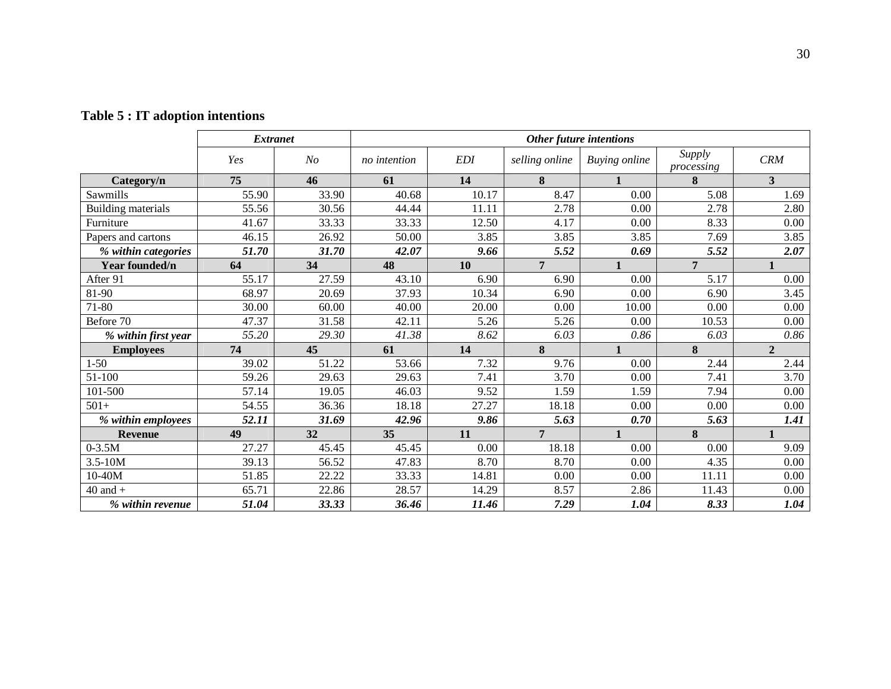**Table 5 : IT adoption intentions**

| | *Extranet* | | *Other future intentions* | | | | | |
|---|---|---|---|---|---|---|---|---|
| | *Yes* | *No* | *no intention* | *EDI* | *selling online* | *Buying online* | *Supply processing* | *CRM* |
| **Category/n** | **75** | **46** | **61** | **14** | **8** | **1** | **8** | **3** |
| Sawmills | 55.90 | 33.90 | 40.68 | 10.17 | 8.47 | 0.00 | 5.08 | 1.69 |
| Building materials | 55.56 | 30.56 | 44.44 | 11.11 | 2.78 | 0.00 | 2.78 | 2.80 |
| Furniture | 41.67 | 33.33 | 33.33 | 12.50 | 4.17 | 0.00 | 8.33 | 0.00 |
| Papers and cartons | 46.15 | 26.92 | 50.00 | 3.85 | 3.85 | 3.85 | 7.69 | 3.85 |
| ***% within categories*** | ***51.70*** | ***31.70*** | ***42.07*** | ***9.66*** | ***5.52*** | ***0.69*** | ***5.52*** | ***2.07*** |
| **Year founded/n** | **64** | **34** | **48** | **10** | **7** | **1** | **7** | **1** |
| After 91 | 55.17 | 27.59 | 43.10 | 6.90 | 6.90 | 0.00 | 5.17 | 0.00 |
| 81-90 | 68.97 | 20.69 | 37.93 | 10.34 | 6.90 | 0.00 | 6.90 | 3.45 |
| 71-80 | 30.00 | 60.00 | 40.00 | 20.00 | 0.00 | 10.00 | 0.00 | 0.00 |
| Before 70 | 47.37 | 31.58 | 42.11 | 5.26 | 5.26 | 0.00 | 10.53 | 0.00 |
| ***% within first year*** | *55.20* | *29.30* | *41.38* | *8.62* | *6.03* | *0.86* | *6.03* | *0.86* |
| **Employees** | **74** | **45** | **61** | **14** | **8** | **1** | **8** | **2** |
| 1-50 | 39.02 | 51.22 | 53.66 | 7.32 | 9.76 | 0.00 | 2.44 | 2.44 |
| 51-100 | 59.26 | 29.63 | 29.63 | 7.41 | 3.70 | 0.00 | 7.41 | 3.70 |
| 101-500 | 57.14 | 19.05 | 46.03 | 9.52 | 1.59 | 1.59 | 7.94 | 0.00 |
| 501+ | 54.55 | 36.36 | 18.18 | 27.27 | 18.18 | 0.00 | 0.00 | 0.00 |
| ***% within employees*** | ***52.11*** | ***31.69*** | ***42.96*** | ***9.86*** | ***5.63*** | ***0.70*** | ***5.63*** | ***1.41*** |
| **Revenue** | **49** | **32** | **35** | **11** | **7** | **1** | **8** | **1** |
| 0-3.5M | 27.27 | 45.45 | 45.45 | 0.00 | 18.18 | 0.00 | 0.00 | 9.09 |
| 3.5-10M | 39.13 | 56.52 | 47.83 | 8.70 | 8.70 | 0.00 | 4.35 | 0.00 |
| 10-40M | 51.85 | 22.22 | 33.33 | 14.81 | 0.00 | 0.00 | 11.11 | 0.00 |
| 40 and + | 65.71 | 22.86 | 28.57 | 14.29 | 8.57 | 2.86 | 11.43 | 0.00 |
| ***% within revenue*** | ***51.04*** | ***33.33*** | ***36.46*** | ***11.46*** | ***7.29*** | ***1.04*** | ***8.33*** | ***1.04*** |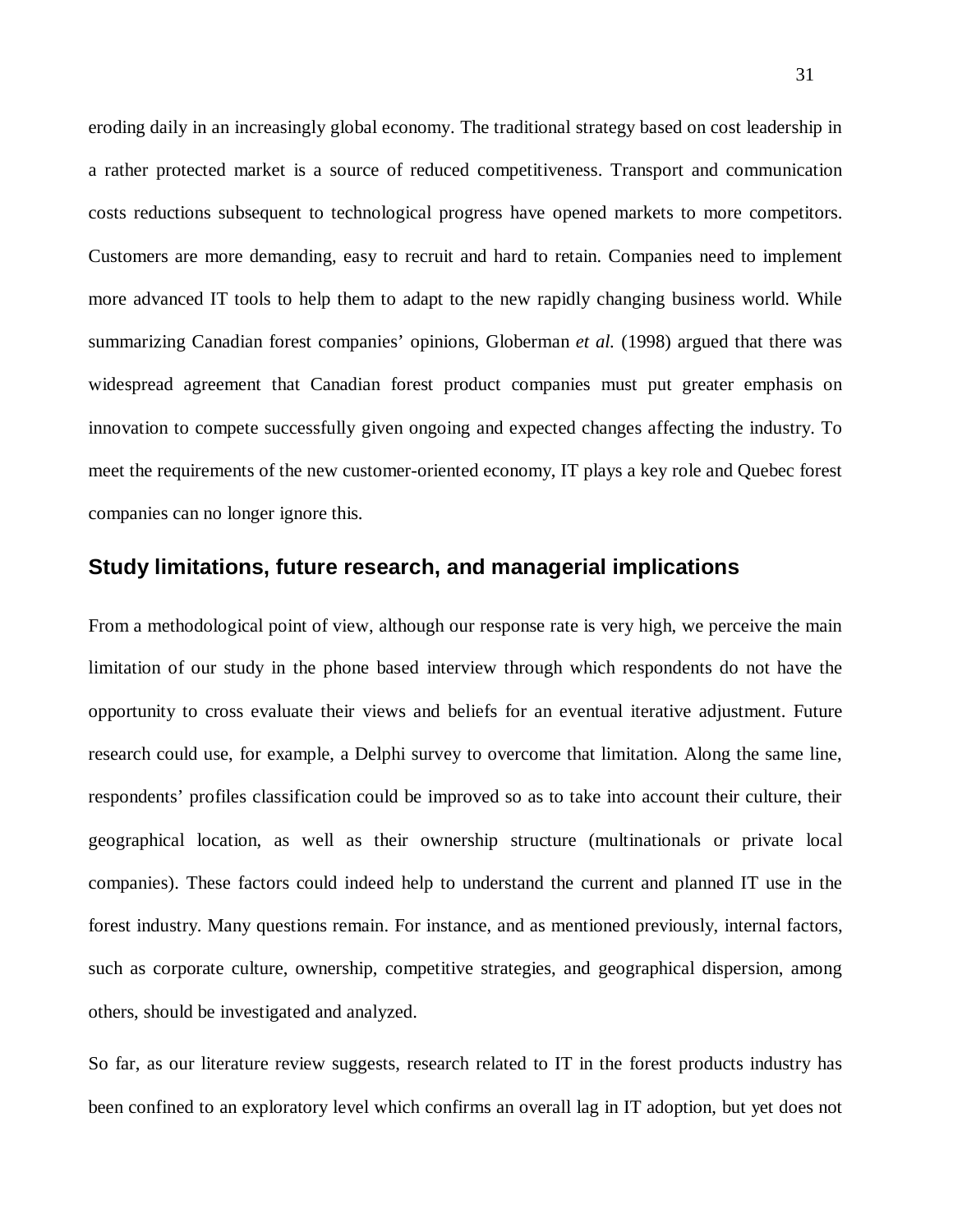eroding daily in an increasingly global economy. The traditional strategy based on cost leadership in a rather protected market is a source of reduced competitiveness. Transport and communication costs reductions subsequent to technological progress have opened markets to more competitors. Customers are more demanding, easy to recruit and hard to retain. Companies need to implement more advanced IT tools to help them to adapt to the new rapidly changing business world. While summarizing Canadian forest companies' opinions, Globerman *et al.* (1998) argued that there was widespread agreement that Canadian forest product companies must put greater emphasis on innovation to compete successfully given ongoing and expected changes affecting the industry. To meet the requirements of the new customer-oriented economy, IT plays a key role and Quebec forest companies can no longer ignore this.

## Study limitations, future research, and managerial implications

From a methodological point of view, although our response rate is very high, we perceive the main limitation of our study in the phone based interview through which respondents do not have the opportunity to cross evaluate their views and beliefs for an eventual iterative adjustment. Future research could use, for example, a Delphi survey to overcome that limitation. Along the same line, respondents' profiles classification could be improved so as to take into account their culture, their geographical location, as well as their ownership structure (multinationals or private local companies). These factors could indeed help to understand the current and planned IT use in the forest industry. Many questions remain. For instance, and as mentioned previously, internal factors, such as corporate culture, ownership, competitive strategies, and geographical dispersion, among others, should be investigated and analyzed.

So far, as our literature review suggests, research related to IT in the forest products industry has been confined to an exploratory level which confirms an overall lag in IT adoption, but yet does not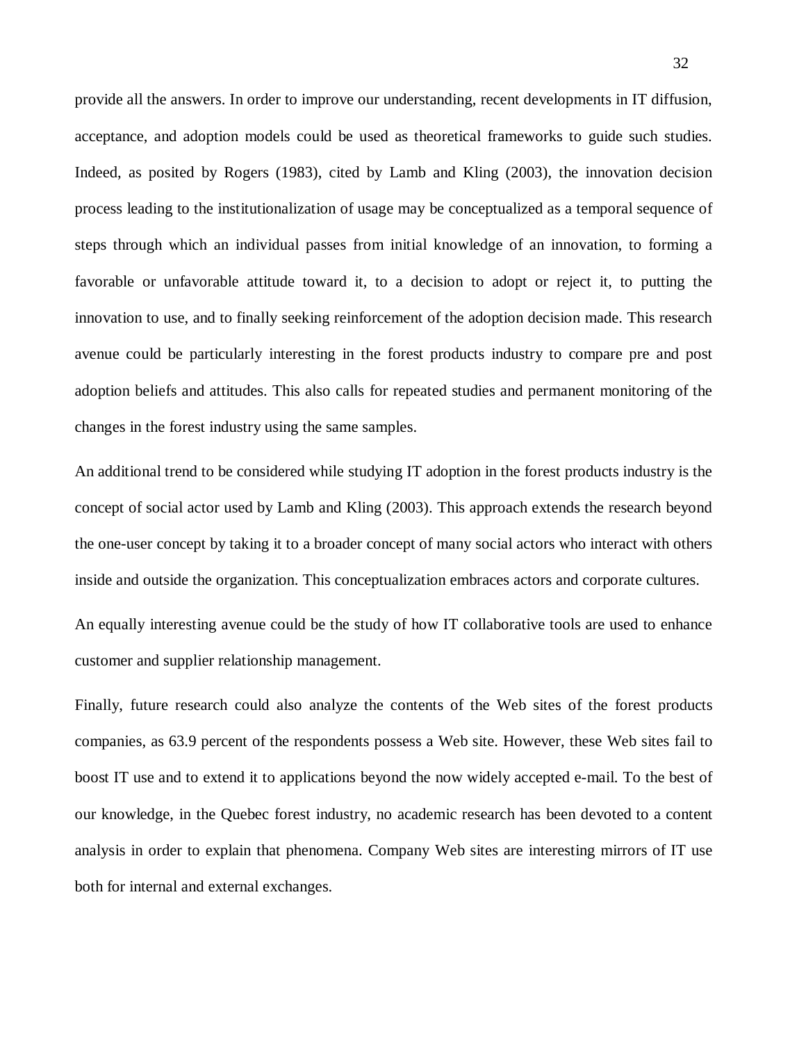provide all the answers. In order to improve our understanding, recent developments in IT diffusion, acceptance, and adoption models could be used as theoretical frameworks to guide such studies. Indeed, as posited by Rogers (1983), cited by Lamb and Kling (2003), the innovation decision process leading to the institutionalization of usage may be conceptualized as a temporal sequence of steps through which an individual passes from initial knowledge of an innovation, to forming a favorable or unfavorable attitude toward it, to a decision to adopt or reject it, to putting the innovation to use, and to finally seeking reinforcement of the adoption decision made. This research avenue could be particularly interesting in the forest products industry to compare pre and post adoption beliefs and attitudes. This also calls for repeated studies and permanent monitoring of the changes in the forest industry using the same samples.

An additional trend to be considered while studying IT adoption in the forest products industry is the concept of social actor used by Lamb and Kling (2003). This approach extends the research beyond the one-user concept by taking it to a broader concept of many social actors who interact with others inside and outside the organization. This conceptualization embraces actors and corporate cultures.

An equally interesting avenue could be the study of how IT collaborative tools are used to enhance customer and supplier relationship management.

Finally, future research could also analyze the contents of the Web sites of the forest products companies, as 63.9 percent of the respondents possess a Web site. However, these Web sites fail to boost IT use and to extend it to applications beyond the now widely accepted e-mail. To the best of our knowledge, in the Quebec forest industry, no academic research has been devoted to a content analysis in order to explain that phenomena. Company Web sites are interesting mirrors of IT use both for internal and external exchanges.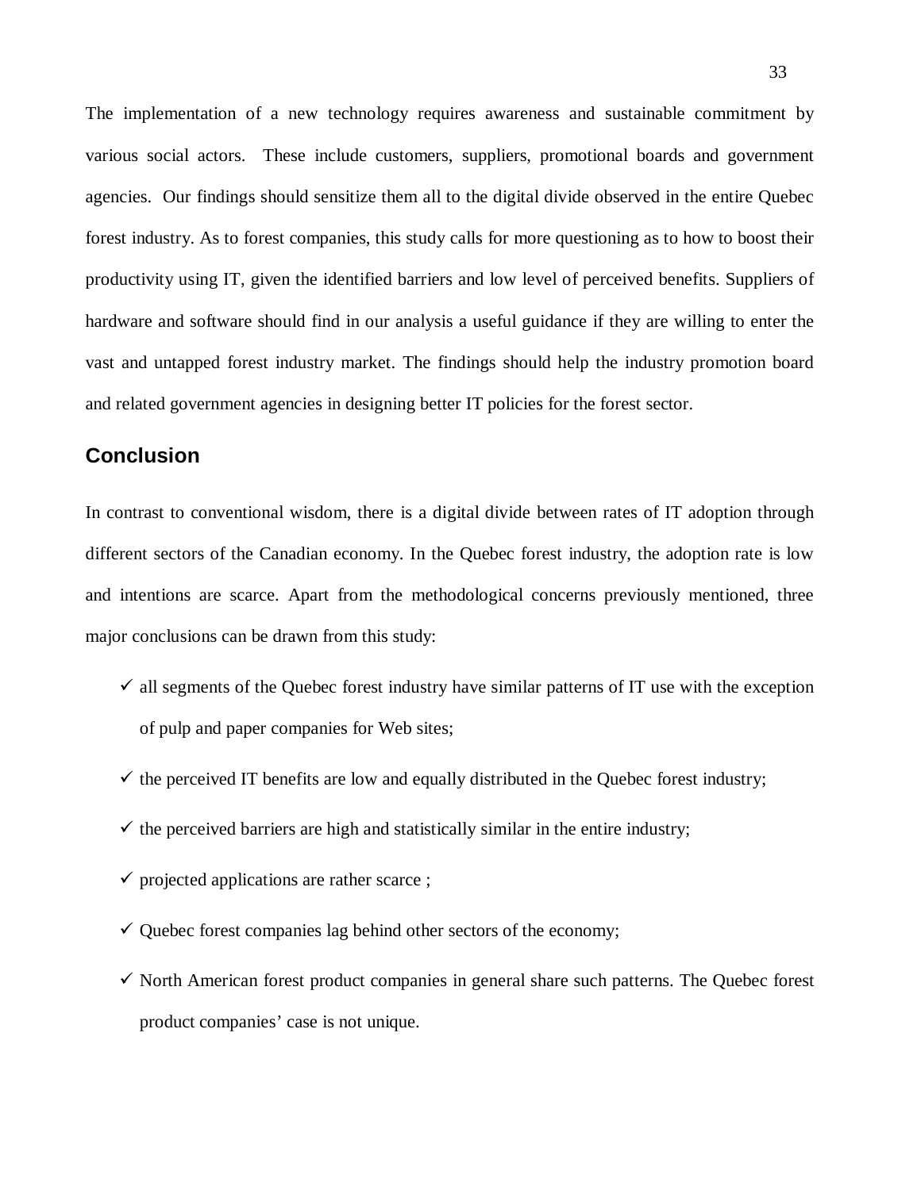The implementation of a new technology requires awareness and sustainable commitment by various social actors. These include customers, suppliers, promotional boards and government agencies. Our findings should sensitize them all to the digital divide observed in the entire Quebec forest industry. As to forest companies, this study calls for more questioning as to how to boost their productivity using IT, given the identified barriers and low level of perceived benefits. Suppliers of hardware and software should find in our analysis a useful guidance if they are willing to enter the vast and untapped forest industry market. The findings should help the industry promotion board and related government agencies in designing better IT policies for the forest sector.

## Conclusion

In contrast to conventional wisdom, there is a digital divide between rates of IT adoption through different sectors of the Canadian economy. In the Quebec forest industry, the adoption rate is low and intentions are scarce. Apart from the methodological concerns previously mentioned, three major conclusions can be drawn from this study:

- ✓ all segments of the Quebec forest industry have similar patterns of IT use with the exception of pulp and paper companies for Web sites;
- ✓ the perceived IT benefits are low and equally distributed in the Quebec forest industry;
- ✓ the perceived barriers are high and statistically similar in the entire industry;
- ✓ projected applications are rather scarce ;
- ✓ Quebec forest companies lag behind other sectors of the economy;
- ✓ North American forest product companies in general share such patterns. The Quebec forest product companies' case is not unique.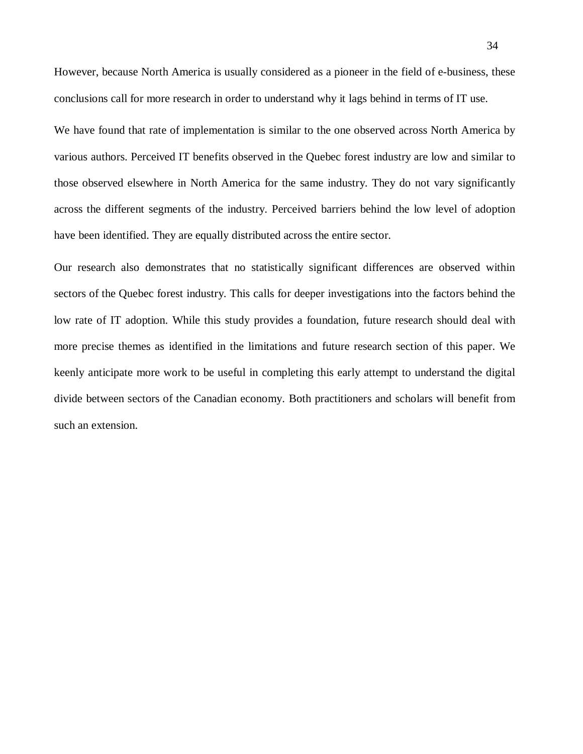However, because North America is usually considered as a pioneer in the field of e-business, these conclusions call for more research in order to understand why it lags behind in terms of IT use.

We have found that rate of implementation is similar to the one observed across North America by various authors. Perceived IT benefits observed in the Quebec forest industry are low and similar to those observed elsewhere in North America for the same industry. They do not vary significantly across the different segments of the industry. Perceived barriers behind the low level of adoption have been identified. They are equally distributed across the entire sector.

Our research also demonstrates that no statistically significant differences are observed within sectors of the Quebec forest industry. This calls for deeper investigations into the factors behind the low rate of IT adoption. While this study provides a foundation, future research should deal with more precise themes as identified in the limitations and future research section of this paper. We keenly anticipate more work to be useful in completing this early attempt to understand the digital divide between sectors of the Canadian economy. Both practitioners and scholars will benefit from such an extension.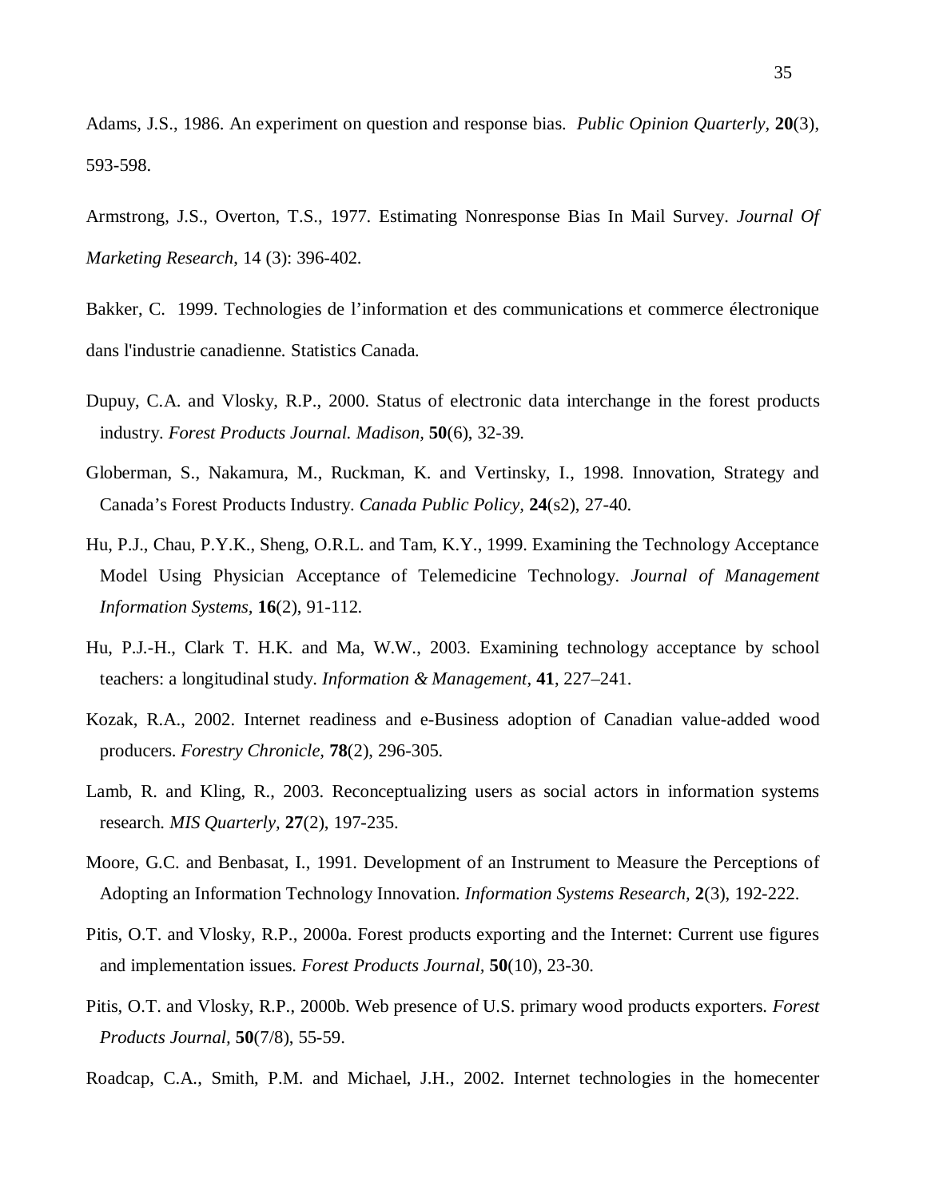Adams, J.S., 1986. An experiment on question and response bias. *Public Opinion Quarterly*, **20**(3), 593-598.

Armstrong, J.S., Overton, T.S., 1977. Estimating Nonresponse Bias In Mail Survey. *Journal Of Marketing Research*, 14 (3): 396-402.

Bakker, C. 1999. Technologies de l'information et des communications et commerce électronique dans l'industrie canadienne. Statistics Canada.

Dupuy, C.A. and Vlosky, R.P., 2000. Status of electronic data interchange in the forest products industry. *Forest Products Journal. Madison,* **50**(6), 32-39.

Globerman, S., Nakamura, M., Ruckman, K. and Vertinsky, I., 1998. Innovation, Strategy and Canada's Forest Products Industry. *Canada Public Policy,* **24**(s2), 27-40.

Hu, P.J., Chau, P.Y.K., Sheng, O.R.L. and Tam, K.Y., 1999. Examining the Technology Acceptance Model Using Physician Acceptance of Telemedicine Technology. *Journal of Management Information Systems*, **16**(2), 91-112.

Hu, P.J.-H., Clark T. H.K. and Ma, W.W., 2003. Examining technology acceptance by school teachers: a longitudinal study. *Information & Management,* **41**, 227–241.

Kozak, R.A., 2002. Internet readiness and e-Business adoption of Canadian value-added wood producers. *Forestry Chronicle,* **78**(2), 296-305.

Lamb, R. and Kling, R., 2003. Reconceptualizing users as social actors in information systems research. *MIS Quarterly*, **27**(2), 197-235.

Moore, G.C. and Benbasat, I., 1991. Development of an Instrument to Measure the Perceptions of Adopting an Information Technology Innovation. *Information Systems Research,* **2**(3), 192-222.

Pitis, O.T. and Vlosky, R.P., 2000a. Forest products exporting and the Internet: Current use figures and implementation issues. *Forest Products Journal,* **50**(10), 23-30.

Pitis, O.T. and Vlosky, R.P., 2000b. Web presence of U.S. primary wood products exporters. *Forest Products Journal*, **50**(7/8), 55-59.

Roadcap, C.A., Smith, P.M. and Michael, J.H., 2002. Internet technologies in the homecenter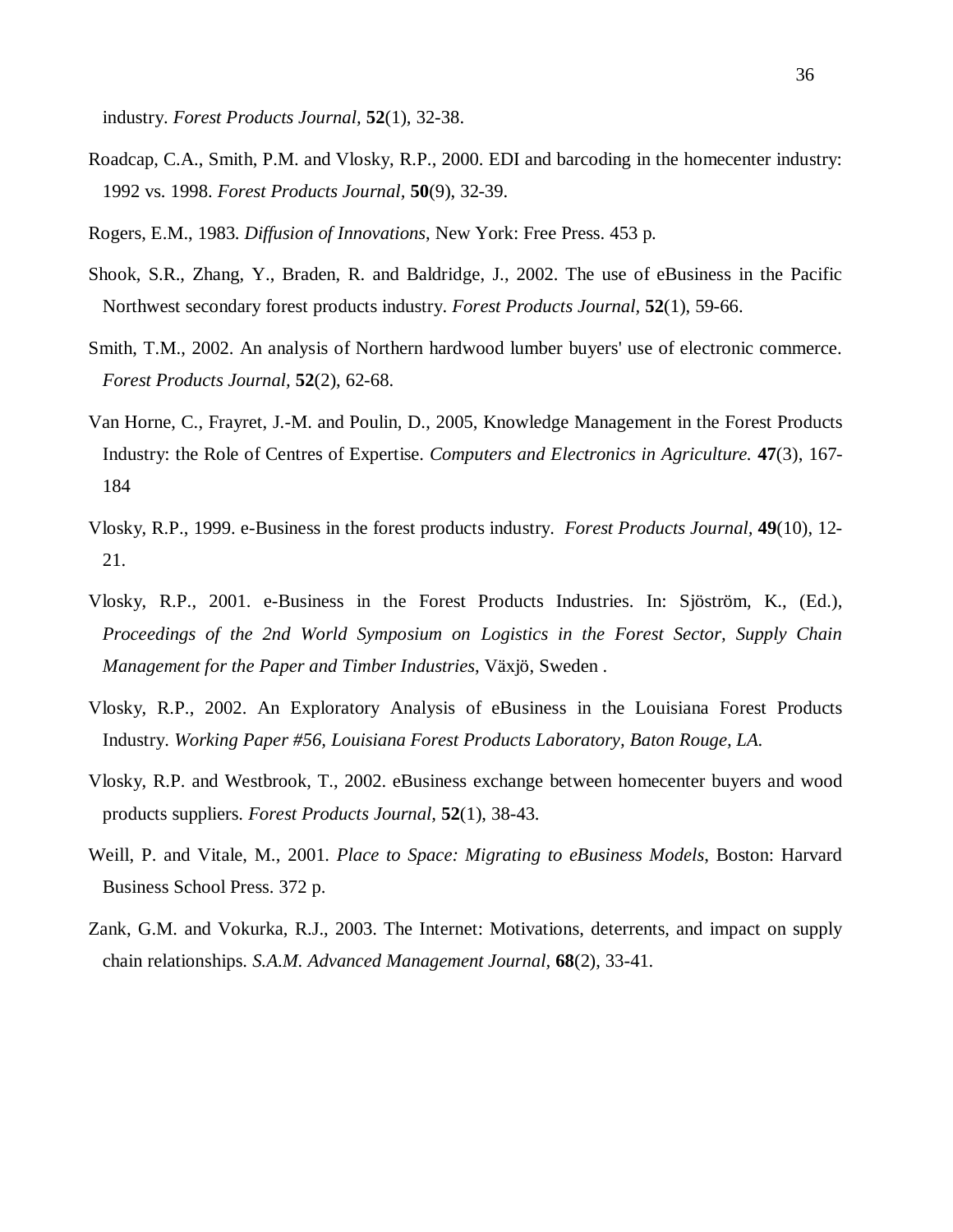industry. *Forest Products Journal*, **52**(1), 32-38.

Roadcap, C.A., Smith, P.M. and Vlosky, R.P., 2000. EDI and barcoding in the homecenter industry: 1992 vs. 1998. *Forest Products Journal*, **50**(9), 32-39.

Rogers, E.M., 1983. *Diffusion of Innovations*, New York: Free Press. 453 p.

Shook, S.R., Zhang, Y., Braden, R. and Baldridge, J., 2002. The use of eBusiness in the Pacific Northwest secondary forest products industry. *Forest Products Journal*, **52**(1), 59-66.

Smith, T.M., 2002. An analysis of Northern hardwood lumber buyers' use of electronic commerce. *Forest Products Journal*, **52**(2), 62-68.

Van Horne, C., Frayret, J.-M. and Poulin, D., 2005, Knowledge Management in the Forest Products Industry: the Role of Centres of Expertise. *Computers and Electronics in Agriculture.* **47**(3), 167-184

Vlosky, R.P., 1999. e-Business in the forest products industry. *Forest Products Journal*, **49**(10), 12-21.

Vlosky, R.P., 2001. e-Business in the Forest Products Industries. In: Sjöström, K., (Ed.), *Proceedings of the 2nd World Symposium on Logistics in the Forest Sector, Supply Chain Management for the Paper and Timber Industries*, Växjö, Sweden .

Vlosky, R.P., 2002. An Exploratory Analysis of eBusiness in the Louisiana Forest Products Industry. *Working Paper #56, Louisiana Forest Products Laboratory, Baton Rouge, LA.*

Vlosky, R.P. and Westbrook, T., 2002. eBusiness exchange between homecenter buyers and wood products suppliers. *Forest Products Journal*, **52**(1), 38-43.

Weill, P. and Vitale, M., 2001. *Place to Space: Migrating to eBusiness Models*, Boston: Harvard Business School Press. 372 p.

Zank, G.M. and Vokurka, R.J., 2003. The Internet: Motivations, deterrents, and impact on supply chain relationships. *S.A.M. Advanced Management Journal*, **68**(2), 33-41.